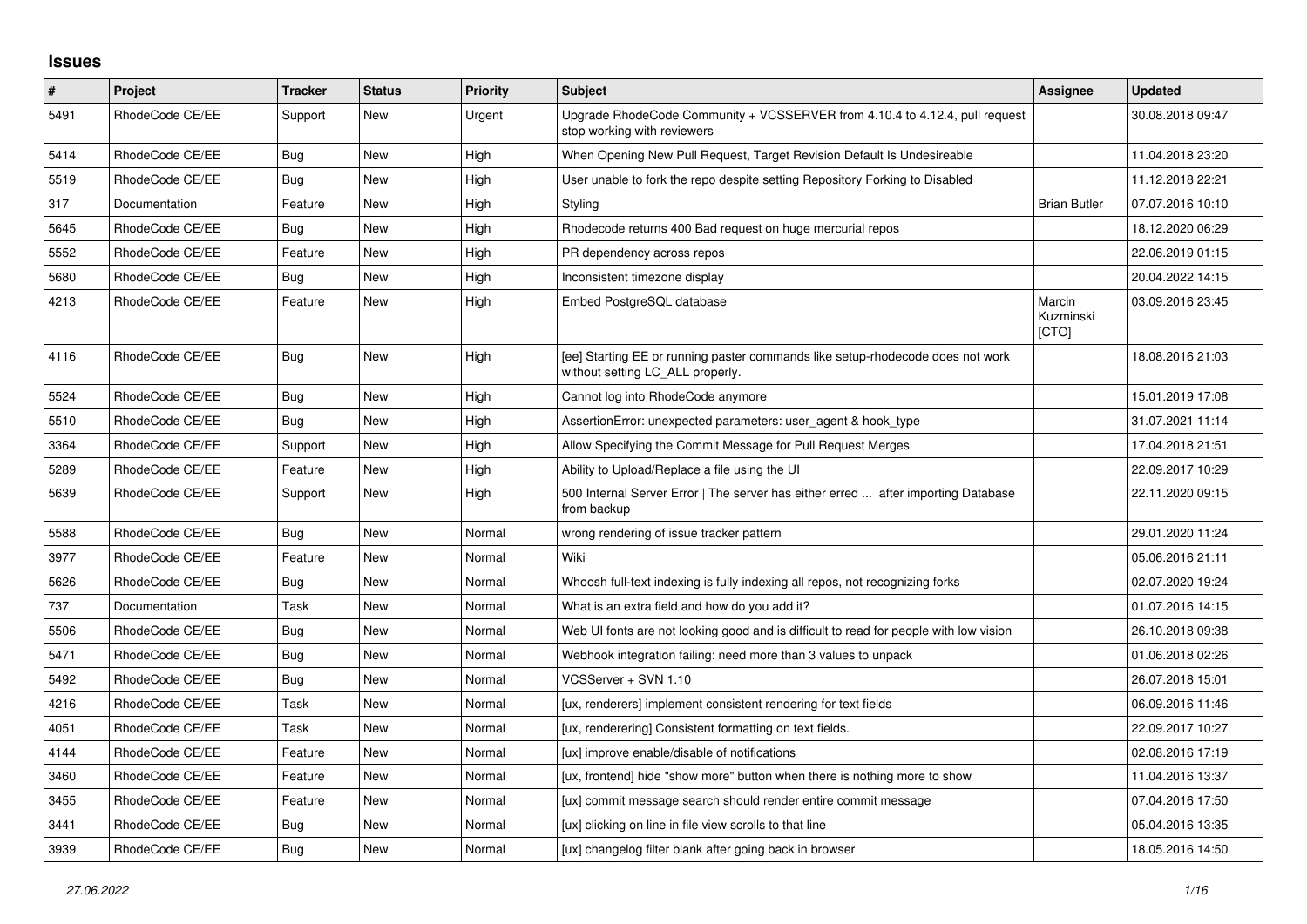## Issues

| # | Project | Tracker | Status | Priority | Subject | Assignee | Updated |
|---|---|---|---|---|---|---|---|
| 5491 | RhodeCode CE/EE | Support | New | Urgent | Upgrade RhodeCode Community + VCSSERVER from 4.10.4 to 4.12.4, pull request stop working with reviewers | | 30.08.2018 09:47 |
| 5414 | RhodeCode CE/EE | Bug | New | High | When Opening New Pull Request, Target Revision Default Is Undesireable | | 11.04.2018 23:20 |
| 5519 | RhodeCode CE/EE | Bug | New | High | User unable to fork the repo despite setting Repository Forking to Disabled | | 11.12.2018 22:21 |
| 317 | Documentation | Feature | New | High | Styling | Brian Butler | 07.07.2016 10:10 |
| 5645 | RhodeCode CE/EE | Bug | New | High | Rhodecode returns 400 Bad request on huge mercurial repos | | 18.12.2020 06:29 |
| 5552 | RhodeCode CE/EE | Feature | New | High | PR dependency across repos | | 22.06.2019 01:15 |
| 5680 | RhodeCode CE/EE | Bug | New | High | Inconsistent timezone display | | 20.04.2022 14:15 |
| 4213 | RhodeCode CE/EE | Feature | New | High | Embed PostgreSQL database | Marcin Kuzminski [CTO] | 03.09.2016 23:45 |
| 4116 | RhodeCode CE/EE | Bug | New | High | [ee] Starting EE or running paster commands like setup-rhodecode does not work without setting LC_ALL properly. | | 18.08.2016 21:03 |
| 5524 | RhodeCode CE/EE | Bug | New | High | Cannot log into RhodeCode anymore | | 15.01.2019 17:08 |
| 5510 | RhodeCode CE/EE | Bug | New | High | AssertionError: unexpected parameters: user_agent & hook_type | | 31.07.2021 11:14 |
| 3364 | RhodeCode CE/EE | Support | New | High | Allow Specifying the Commit Message for Pull Request Merges | | 17.04.2018 21:51 |
| 5289 | RhodeCode CE/EE | Feature | New | High | Ability to Upload/Replace a file using the UI | | 22.09.2017 10:29 |
| 5639 | RhodeCode CE/EE | Support | New | High | 500 Internal Server Error \| The server has either erred ... after importing Database from backup | | 22.11.2020 09:15 |
| 5588 | RhodeCode CE/EE | Bug | New | Normal | wrong rendering of issue tracker pattern | | 29.01.2020 11:24 |
| 3977 | RhodeCode CE/EE | Feature | New | Normal | Wiki | | 05.06.2016 21:11 |
| 5626 | RhodeCode CE/EE | Bug | New | Normal | Whoosh full-text indexing is fully indexing all repos, not recognizing forks | | 02.07.2020 19:24 |
| 737 | Documentation | Task | New | Normal | What is an extra field and how do you add it? | | 01.07.2016 14:15 |
| 5506 | RhodeCode CE/EE | Bug | New | Normal | Web UI fonts are not looking good and is difficult to read for people with low vision | | 26.10.2018 09:38 |
| 5471 | RhodeCode CE/EE | Bug | New | Normal | Webhook integration failing: need more than 3 values to unpack | | 01.06.2018 02:26 |
| 5492 | RhodeCode CE/EE | Bug | New | Normal | VCSServer + SVN 1.10 | | 26.07.2018 15:01 |
| 4216 | RhodeCode CE/EE | Task | New | Normal | [ux, renderers] implement consistent rendering for text fields | | 06.09.2016 11:46 |
| 4051 | RhodeCode CE/EE | Task | New | Normal | [ux, renderering] Consistent formatting on text fields. | | 22.09.2017 10:27 |
| 4144 | RhodeCode CE/EE | Feature | New | Normal | [ux] improve enable/disable of notifications | | 02.08.2016 17:19 |
| 3460 | RhodeCode CE/EE | Feature | New | Normal | [ux, frontend] hide "show more" button when there is nothing more to show | | 11.04.2016 13:37 |
| 3455 | RhodeCode CE/EE | Feature | New | Normal | [ux] commit message search should render entire commit message | | 07.04.2016 17:50 |
| 3441 | RhodeCode CE/EE | Bug | New | Normal | [ux] clicking on line in file view scrolls to that line | | 05.04.2016 13:35 |
| 3939 | RhodeCode CE/EE | Bug | New | Normal | [ux] changelog filter blank after going back in browser | | 18.05.2016 14:50 |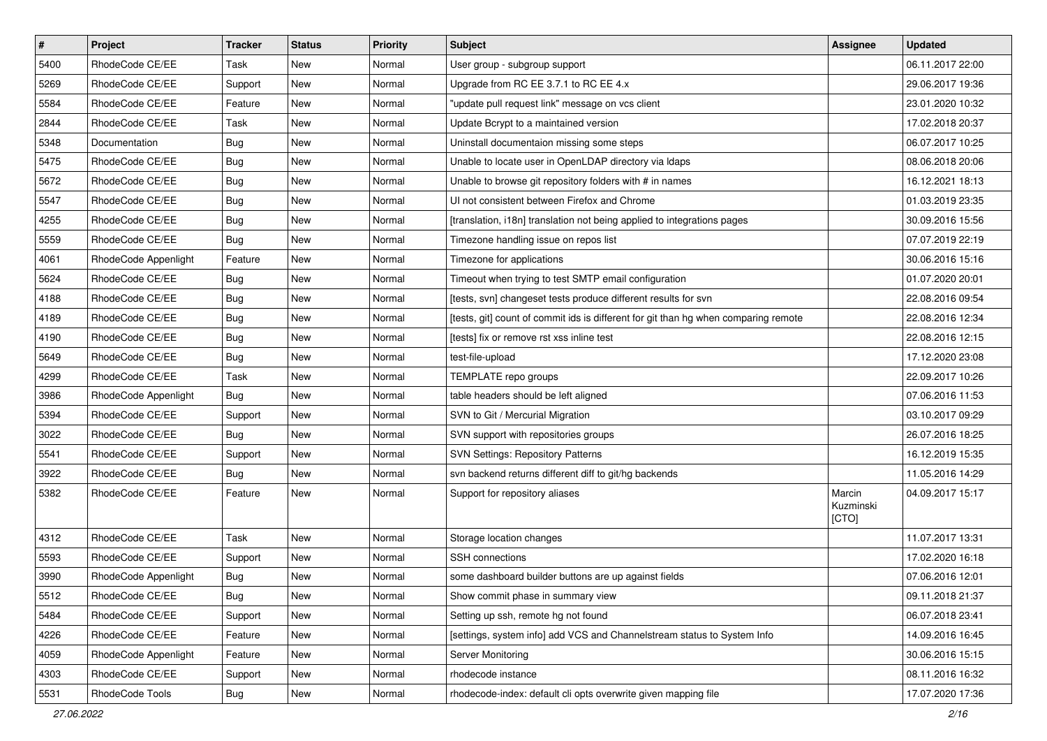| # | Project | Tracker | Status | Priority | Subject | Assignee | Updated |
|---|---|---|---|---|---|---|---|
| 5400 | RhodeCode CE/EE | Task | New | Normal | User group - subgroup support | | 06.11.2017 22:00 |
| 5269 | RhodeCode CE/EE | Support | New | Normal | Upgrade from RC EE 3.7.1 to RC EE 4.x | | 29.06.2017 19:36 |
| 5584 | RhodeCode CE/EE | Feature | New | Normal | "update pull request link" message on vcs client | | 23.01.2020 10:32 |
| 2844 | RhodeCode CE/EE | Task | New | Normal | Update Bcrypt to a maintained version | | 17.02.2018 20:37 |
| 5348 | Documentation | Bug | New | Normal | Uninstall documentaion missing some steps | | 06.07.2017 10:25 |
| 5475 | RhodeCode CE/EE | Bug | New | Normal | Unable to locate user in OpenLDAP directory via ldaps | | 08.06.2018 20:06 |
| 5672 | RhodeCode CE/EE | Bug | New | Normal | Unable to browse git repository folders with # in names | | 16.12.2021 18:13 |
| 5547 | RhodeCode CE/EE | Bug | New | Normal | UI not consistent between Firefox and Chrome | | 01.03.2019 23:35 |
| 4255 | RhodeCode CE/EE | Bug | New | Normal | [translation, i18n] translation not being applied to integrations pages | | 30.09.2016 15:56 |
| 5559 | RhodeCode CE/EE | Bug | New | Normal | Timezone handling issue on repos list | | 07.07.2019 22:19 |
| 4061 | RhodeCode Appenlight | Feature | New | Normal | Timezone for applications | | 30.06.2016 15:16 |
| 5624 | RhodeCode CE/EE | Bug | New | Normal | Timeout when trying to test SMTP email configuration | | 01.07.2020 20:01 |
| 4188 | RhodeCode CE/EE | Bug | New | Normal | [tests, svn] changeset tests produce different results for svn | | 22.08.2016 09:54 |
| 4189 | RhodeCode CE/EE | Bug | New | Normal | [tests, git] count of commit ids is different for git than hg when comparing remote | | 22.08.2016 12:34 |
| 4190 | RhodeCode CE/EE | Bug | New | Normal | [tests] fix or remove rst xss inline test | | 22.08.2016 12:15 |
| 5649 | RhodeCode CE/EE | Bug | New | Normal | test-file-upload | | 17.12.2020 23:08 |
| 4299 | RhodeCode CE/EE | Task | New | Normal | TEMPLATE repo groups | | 22.09.2017 10:26 |
| 3986 | RhodeCode Appenlight | Bug | New | Normal | table headers should be left aligned | | 07.06.2016 11:53 |
| 5394 | RhodeCode CE/EE | Support | New | Normal | SVN to Git / Mercurial Migration | | 03.10.2017 09:29 |
| 3022 | RhodeCode CE/EE | Bug | New | Normal | SVN support with repositories groups | | 26.07.2016 18:25 |
| 5541 | RhodeCode CE/EE | Support | New | Normal | SVN Settings: Repository Patterns | | 16.12.2019 15:35 |
| 3922 | RhodeCode CE/EE | Bug | New | Normal | svn backend returns different diff to git/hg backends | | 11.05.2016 14:29 |
| 5382 | RhodeCode CE/EE | Feature | New | Normal | Support for repository aliases | Marcin Kuzminski [CTO] | 04.09.2017 15:17 |
| 4312 | RhodeCode CE/EE | Task | New | Normal | Storage location changes | | 11.07.2017 13:31 |
| 5593 | RhodeCode CE/EE | Support | New | Normal | SSH connections | | 17.02.2020 16:18 |
| 3990 | RhodeCode Appenlight | Bug | New | Normal | some dashboard builder buttons are up against fields | | 07.06.2016 12:01 |
| 5512 | RhodeCode CE/EE | Bug | New | Normal | Show commit phase in summary view | | 09.11.2018 21:37 |
| 5484 | RhodeCode CE/EE | Support | New | Normal | Setting up ssh, remote hg not found | | 06.07.2018 23:41 |
| 4226 | RhodeCode CE/EE | Feature | New | Normal | [settings, system info] add VCS and Channelstream status to System Info | | 14.09.2016 16:45 |
| 4059 | RhodeCode Appenlight | Feature | New | Normal | Server Monitoring | | 30.06.2016 15:15 |
| 4303 | RhodeCode CE/EE | Support | New | Normal | rhodecode instance | | 08.11.2016 16:32 |
| 5531 | RhodeCode Tools | Bug | New | Normal | rhodecode-index: default cli opts overwrite given mapping file | | 17.07.2020 17:36 |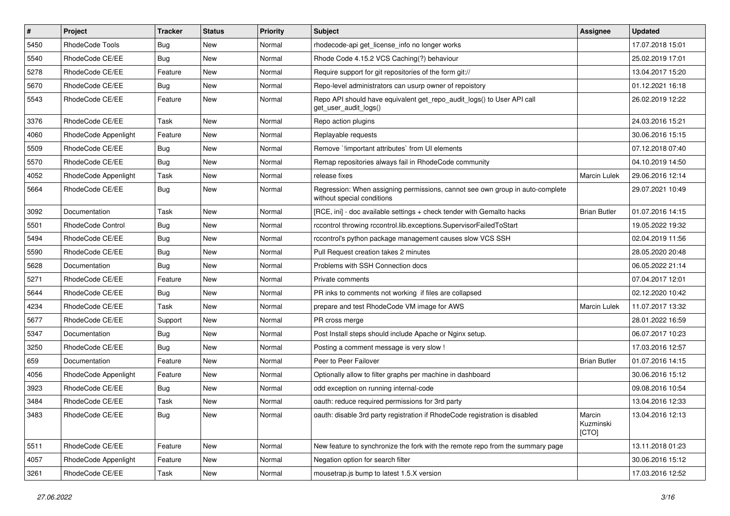| # | Project | Tracker | Status | Priority | Subject | Assignee | Updated |
|---|---|---|---|---|---|---|---|
| 5450 | RhodeCode Tools | Bug | New | Normal | rhodecode-api get_license_info no longer works | | 17.07.2018 15:01 |
| 5540 | RhodeCode CE/EE | Bug | New | Normal | Rhode Code 4.15.2 VCS Caching(?) behaviour | | 25.02.2019 17:01 |
| 5278 | RhodeCode CE/EE | Feature | New | Normal | Require support for git repositories of the form git:// | | 13.04.2017 15:20 |
| 5670 | RhodeCode CE/EE | Bug | New | Normal | Repo-level administrators can usurp owner of repoistory | | 01.12.2021 16:18 |
| 5543 | RhodeCode CE/EE | Feature | New | Normal | Repo API should have equivalent get_repo_audit_logs() to User API call get_user_audit_logs() | | 26.02.2019 12:22 |
| 3376 | RhodeCode CE/EE | Task | New | Normal | Repo action plugins | | 24.03.2016 15:21 |
| 4060 | RhodeCode Appenlight | Feature | New | Normal | Replayable requests | | 30.06.2016 15:15 |
| 5509 | RhodeCode CE/EE | Bug | New | Normal | Remove `!important attributes` from UI elements | | 07.12.2018 07:40 |
| 5570 | RhodeCode CE/EE | Bug | New | Normal | Remap repositories always fail in RhodeCode community | | 04.10.2019 14:50 |
| 4052 | RhodeCode Appenlight | Task | New | Normal | release fixes | Marcin Lulek | 29.06.2016 12:14 |
| 5664 | RhodeCode CE/EE | Bug | New | Normal | Regression: When assigning permissions, cannot see own group in auto-complete without special conditions | | 29.07.2021 10:49 |
| 3092 | Documentation | Task | New | Normal | [RCE, ini] - doc available settings + check tender with Gemalto hacks | Brian Butler | 01.07.2016 14:15 |
| 5501 | RhodeCode Control | Bug | New | Normal | rccontrol throwing rccontrol.lib.exceptions.SupervisorFailedToStart | | 19.05.2022 19:32 |
| 5494 | RhodeCode CE/EE | Bug | New | Normal | rccontrol's python package management causes slow VCS SSH | | 02.04.2019 11:56 |
| 5590 | RhodeCode CE/EE | Bug | New | Normal | Pull Request creation takes 2 minutes | | 28.05.2020 20:48 |
| 5628 | Documentation | Bug | New | Normal | Problems with SSH Connection docs | | 06.05.2022 21:14 |
| 5271 | RhodeCode CE/EE | Feature | New | Normal | Private comments | | 07.04.2017 12:01 |
| 5644 | RhodeCode CE/EE | Bug | New | Normal | PR inks to comments not working if files are collapsed | | 02.12.2020 10:42 |
| 4234 | RhodeCode CE/EE | Task | New | Normal | prepare and test RhodeCode VM image for AWS | Marcin Lulek | 11.07.2017 13:32 |
| 5677 | RhodeCode CE/EE | Support | New | Normal | PR cross merge | | 28.01.2022 16:59 |
| 5347 | Documentation | Bug | New | Normal | Post Install steps should include Apache or Nginx setup. | | 06.07.2017 10:23 |
| 3250 | RhodeCode CE/EE | Bug | New | Normal | Posting a comment message is very slow ! | | 17.03.2016 12:57 |
| 659 | Documentation | Feature | New | Normal | Peer to Peer Failover | Brian Butler | 01.07.2016 14:15 |
| 4056 | RhodeCode Appenlight | Feature | New | Normal | Optionally allow to filter graphs per machine in dashboard | | 30.06.2016 15:12 |
| 3923 | RhodeCode CE/EE | Bug | New | Normal | odd exception on running internal-code | | 09.08.2016 10:54 |
| 3484 | RhodeCode CE/EE | Task | New | Normal | oauth: reduce required permissions for 3rd party | | 13.04.2016 12:33 |
| 3483 | RhodeCode CE/EE | Bug | New | Normal | oauth: disable 3rd party registration if RhodeCode registration is disabled | Marcin Kuzminski [CTO] | 13.04.2016 12:13 |
| 5511 | RhodeCode CE/EE | Feature | New | Normal | New feature to synchronize the fork with the remote repo from the summary page | | 13.11.2018 01:23 |
| 4057 | RhodeCode Appenlight | Feature | New | Normal | Negation option for search filter | | 30.06.2016 15:12 |
| 3261 | RhodeCode CE/EE | Task | New | Normal | mousetrap.js bump to latest 1.5.X version | | 17.03.2016 12:52 |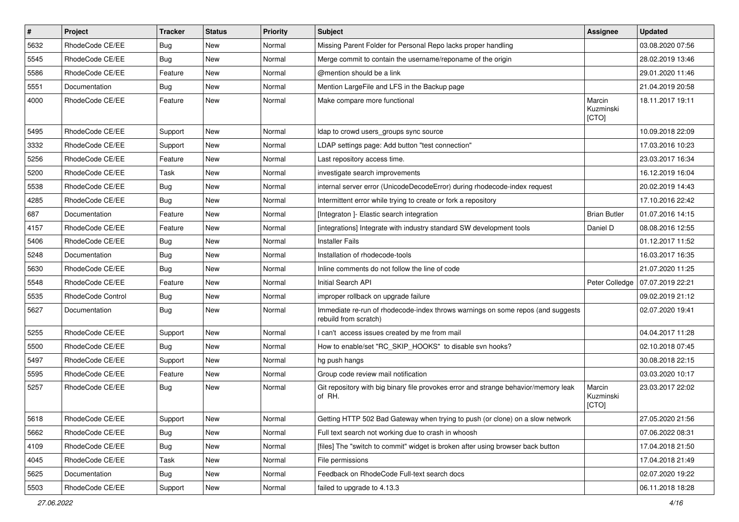| # | Project | Tracker | Status | Priority | Subject | Assignee | Updated |
|---|---|---|---|---|---|---|---|
| 5632 | RhodeCode CE/EE | Bug | New | Normal | Missing Parent Folder for Personal Repo lacks proper handling | | 03.08.2020 07:56 |
| 5545 | RhodeCode CE/EE | Bug | New | Normal | Merge commit to contain the username/reponame of the origin | | 28.02.2019 13:46 |
| 5586 | RhodeCode CE/EE | Feature | New | Normal | @mention should be a link | | 29.01.2020 11:46 |
| 5551 | Documentation | Bug | New | Normal | Mention LargeFile and LFS in the Backup page | | 21.04.2019 20:58 |
| 4000 | RhodeCode CE/EE | Feature | New | Normal | Make compare more functional | Marcin Kuzminski [CTO] | 18.11.2017 19:11 |
| 5495 | RhodeCode CE/EE | Support | New | Normal | ldap to crowd users_groups sync source | | 10.09.2018 22:09 |
| 3332 | RhodeCode CE/EE | Support | New | Normal | LDAP settings page: Add button "test connection" | | 17.03.2016 10:23 |
| 5256 | RhodeCode CE/EE | Feature | New | Normal | Last repository access time. | | 23.03.2017 16:34 |
| 5200 | RhodeCode CE/EE | Task | New | Normal | investigate search improvements | | 16.12.2019 16:04 |
| 5538 | RhodeCode CE/EE | Bug | New | Normal | internal server error (UnicodeDecodeError) during rhodecode-index request | | 20.02.2019 14:43 |
| 4285 | RhodeCode CE/EE | Bug | New | Normal | Intermittent error while trying to create or fork a repository | | 17.10.2016 22:42 |
| 687 | Documentation | Feature | New | Normal | [Integraton ]- Elastic search integration | Brian Butler | 01.07.2016 14:15 |
| 4157 | RhodeCode CE/EE | Feature | New | Normal | [integrations] Integrate with industry standard SW development tools | Daniel D | 08.08.2016 12:55 |
| 5406 | RhodeCode CE/EE | Bug | New | Normal | Installer Fails | | 01.12.2017 11:52 |
| 5248 | Documentation | Bug | New | Normal | Installation of rhodecode-tools | | 16.03.2017 16:35 |
| 5630 | RhodeCode CE/EE | Bug | New | Normal | Inline comments do not follow the line of code | | 21.07.2020 11:25 |
| 5548 | RhodeCode CE/EE | Feature | New | Normal | Initial Search API | Peter Colledge | 07.07.2019 22:21 |
| 5535 | RhodeCode Control | Bug | New | Normal | improper rollback on upgrade failure | | 09.02.2019 21:12 |
| 5627 | Documentation | Bug | New | Normal | Immediate re-run of rhodecode-index throws warnings on some repos (and suggests rebuild from scratch) | | 02.07.2020 19:41 |
| 5255 | RhodeCode CE/EE | Support | New | Normal | I can't access issues created by me from mail | | 04.04.2017 11:28 |
| 5500 | RhodeCode CE/EE | Bug | New | Normal | How to enable/set "RC_SKIP_HOOKS" to disable svn hooks? | | 02.10.2018 07:45 |
| 5497 | RhodeCode CE/EE | Support | New | Normal | hg push hangs | | 30.08.2018 22:15 |
| 5595 | RhodeCode CE/EE | Feature | New | Normal | Group code review mail notification | | 03.03.2020 10:17 |
| 5257 | RhodeCode CE/EE | Bug | New | Normal | Git repository with big binary file provokes error and strange behavior/memory leak of RH. | Marcin Kuzminski [CTO] | 23.03.2017 22:02 |
| 5618 | RhodeCode CE/EE | Support | New | Normal | Getting HTTP 502 Bad Gateway when trying to push (or clone) on a slow network | | 27.05.2020 21:56 |
| 5662 | RhodeCode CE/EE | Bug | New | Normal | Full text search not working due to crash in whoosh | | 07.06.2022 08:31 |
| 4109 | RhodeCode CE/EE | Bug | New | Normal | [files] The "switch to commit" widget is broken after using browser back button | | 17.04.2018 21:50 |
| 4045 | RhodeCode CE/EE | Task | New | Normal | File permissions | | 17.04.2018 21:49 |
| 5625 | Documentation | Bug | New | Normal | Feedback on RhodeCode Full-text search docs | | 02.07.2020 19:22 |
| 5503 | RhodeCode CE/EE | Support | New | Normal | failed to upgrade to 4.13.3 | | 06.11.2018 18:28 |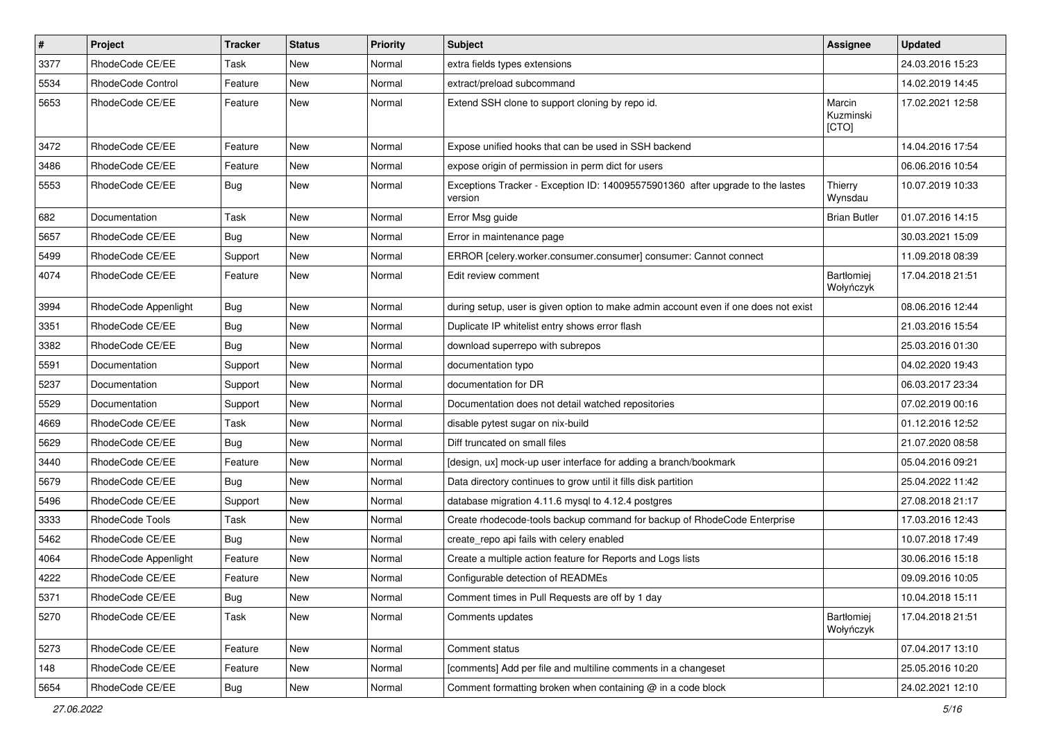| # | Project | Tracker | Status | Priority | Subject | Assignee | Updated |
|---|---|---|---|---|---|---|---|
| 3377 | RhodeCode CE/EE | Task | New | Normal | extra fields types extensions | | 24.03.2016 15:23 |
| 5534 | RhodeCode Control | Feature | New | Normal | extract/preload subcommand | | 14.02.2019 14:45 |
| 5653 | RhodeCode CE/EE | Feature | New | Normal | Extend SSH clone to support cloning by repo id. | Marcin Kuzminski [CTO] | 17.02.2021 12:58 |
| 3472 | RhodeCode CE/EE | Feature | New | Normal | Expose unified hooks that can be used in SSH backend | | 14.04.2016 17:54 |
| 3486 | RhodeCode CE/EE | Feature | New | Normal | expose origin of permission in perm dict for users | | 06.06.2016 10:54 |
| 5553 | RhodeCode CE/EE | Bug | New | Normal | Exceptions Tracker - Exception ID: 140095575901360 after upgrade to the lastes version | Thierry Wynsdau | 10.07.2019 10:33 |
| 682 | Documentation | Task | New | Normal | Error Msg guide | Brian Butler | 01.07.2016 14:15 |
| 5657 | RhodeCode CE/EE | Bug | New | Normal | Error in maintenance page | | 30.03.2021 15:09 |
| 5499 | RhodeCode CE/EE | Support | New | Normal | ERROR [celery.worker.consumer.consumer] consumer: Cannot connect | | 11.09.2018 08:39 |
| 4074 | RhodeCode CE/EE | Feature | New | Normal | Edit review comment | Bartłomiej Wołyńczyk | 17.04.2018 21:51 |
| 3994 | RhodeCode Appenlight | Bug | New | Normal | during setup, user is given option to make admin account even if one does not exist | | 08.06.2016 12:44 |
| 3351 | RhodeCode CE/EE | Bug | New | Normal | Duplicate IP whitelist entry shows error flash | | 21.03.2016 15:54 |
| 3382 | RhodeCode CE/EE | Bug | New | Normal | download superrepo with subrepos | | 25.03.2016 01:30 |
| 5591 | Documentation | Support | New | Normal | documentation typo | | 04.02.2020 19:43 |
| 5237 | Documentation | Support | New | Normal | documentation for DR | | 06.03.2017 23:34 |
| 5529 | Documentation | Support | New | Normal | Documentation does not detail watched repositories | | 07.02.2019 00:16 |
| 4669 | RhodeCode CE/EE | Task | New | Normal | disable pytest sugar on nix-build | | 01.12.2016 12:52 |
| 5629 | RhodeCode CE/EE | Bug | New | Normal | Diff truncated on small files | | 21.07.2020 08:58 |
| 3440 | RhodeCode CE/EE | Feature | New | Normal | [design, ux] mock-up user interface for adding a branch/bookmark | | 05.04.2016 09:21 |
| 5679 | RhodeCode CE/EE | Bug | New | Normal | Data directory continues to grow until it fills disk partition | | 25.04.2022 11:42 |
| 5496 | RhodeCode CE/EE | Support | New | Normal | database migration 4.11.6 mysql to 4.12.4 postgres | | 27.08.2018 21:17 |
| 3333 | RhodeCode Tools | Task | New | Normal | Create rhodecode-tools backup command for backup of RhodeCode Enterprise | | 17.03.2016 12:43 |
| 5462 | RhodeCode CE/EE | Bug | New | Normal | create_repo api fails with celery enabled | | 10.07.2018 17:49 |
| 4064 | RhodeCode Appenlight | Feature | New | Normal | Create a multiple action feature for Reports and Logs lists | | 30.06.2016 15:18 |
| 4222 | RhodeCode CE/EE | Feature | New | Normal | Configurable detection of READMEs | | 09.09.2016 10:05 |
| 5371 | RhodeCode CE/EE | Bug | New | Normal | Comment times in Pull Requests are off by 1 day | | 10.04.2018 15:11 |
| 5270 | RhodeCode CE/EE | Task | New | Normal | Comments updates | Bartłomiej Wołyńczyk | 17.04.2018 21:51 |
| 5273 | RhodeCode CE/EE | Feature | New | Normal | Comment status | | 07.04.2017 13:10 |
| 148 | RhodeCode CE/EE | Feature | New | Normal | [comments] Add per file and multiline comments in a changeset | | 25.05.2016 10:20 |
| 5654 | RhodeCode CE/EE | Bug | New | Normal | Comment formatting broken when containing @ in a code block | | 24.02.2021 12:10 |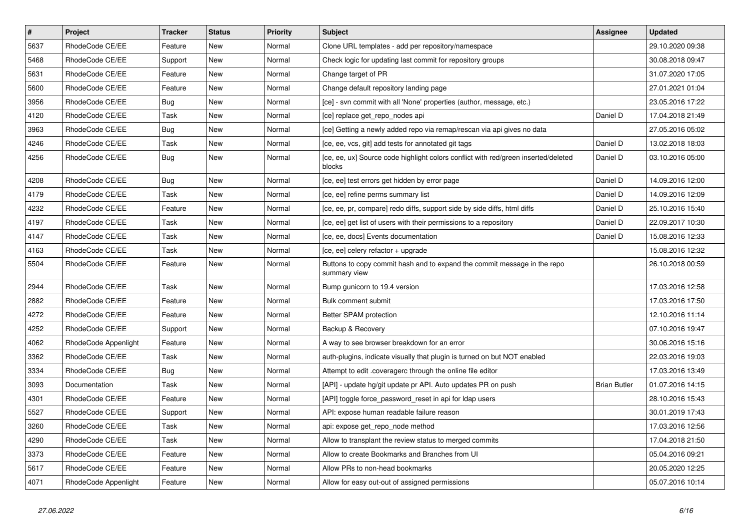| # | Project | Tracker | Status | Priority | Subject | Assignee | Updated |
|---|---|---|---|---|---|---|---|
| 5637 | RhodeCode CE/EE | Feature | New | Normal | Clone URL templates - add per repository/namespace | | 29.10.2020 09:38 |
| 5468 | RhodeCode CE/EE | Support | New | Normal | Check logic for updating last commit for repository groups | | 30.08.2018 09:47 |
| 5631 | RhodeCode CE/EE | Feature | New | Normal | Change target of PR | | 31.07.2020 17:05 |
| 5600 | RhodeCode CE/EE | Feature | New | Normal | Change default repository landing page | | 27.01.2021 01:04 |
| 3956 | RhodeCode CE/EE | Bug | New | Normal | [ce] - svn commit with all 'None' properties (author, message, etc.) | | 23.05.2016 17:22 |
| 4120 | RhodeCode CE/EE | Task | New | Normal | [ce] replace get_repo_nodes api | Daniel D | 17.04.2018 21:49 |
| 3963 | RhodeCode CE/EE | Bug | New | Normal | [ce] Getting a newly added repo via remap/rescan via api gives no data | | 27.05.2016 05:02 |
| 4246 | RhodeCode CE/EE | Task | New | Normal | [ce, ee, vcs, git] add tests for annotated git tags | Daniel D | 13.02.2018 18:03 |
| 4256 | RhodeCode CE/EE | Bug | New | Normal | [ce, ee, ux] Source code highlight colors conflict with red/green inserted/deleted blocks | Daniel D | 03.10.2016 05:00 |
| 4208 | RhodeCode CE/EE | Bug | New | Normal | [ce, ee] test errors get hidden by error page | Daniel D | 14.09.2016 12:00 |
| 4179 | RhodeCode CE/EE | Task | New | Normal | [ce, ee] refine perms summary list | Daniel D | 14.09.2016 12:09 |
| 4232 | RhodeCode CE/EE | Feature | New | Normal | [ce, ee, pr, compare] redo diffs, support side by side diffs, html diffs | Daniel D | 25.10.2016 15:40 |
| 4197 | RhodeCode CE/EE | Task | New | Normal | [ce, ee] get list of users with their permissions to a repository | Daniel D | 22.09.2017 10:30 |
| 4147 | RhodeCode CE/EE | Task | New | Normal | [ce, ee, docs] Events documentation | Daniel D | 15.08.2016 12:33 |
| 4163 | RhodeCode CE/EE | Task | New | Normal | [ce, ee] celery refactor + upgrade | | 15.08.2016 12:32 |
| 5504 | RhodeCode CE/EE | Feature | New | Normal | Buttons to copy commit hash and to expand the commit message in the repo summary view | | 26.10.2018 00:59 |
| 2944 | RhodeCode CE/EE | Task | New | Normal | Bump gunicorn to 19.4 version | | 17.03.2016 12:58 |
| 2882 | RhodeCode CE/EE | Feature | New | Normal | Bulk comment submit | | 17.03.2016 17:50 |
| 4272 | RhodeCode CE/EE | Feature | New | Normal | Better SPAM protection | | 12.10.2016 11:14 |
| 4252 | RhodeCode CE/EE | Support | New | Normal | Backup & Recovery | | 07.10.2016 19:47 |
| 4062 | RhodeCode Appenlight | Feature | New | Normal | A way to see browser breakdown for an error | | 30.06.2016 15:16 |
| 3362 | RhodeCode CE/EE | Task | New | Normal | auth-plugins, indicate visually that plugin is turned on but NOT enabled | | 22.03.2016 19:03 |
| 3334 | RhodeCode CE/EE | Bug | New | Normal | Attempt to edit .coveragerc through the online file editor | | 17.03.2016 13:49 |
| 3093 | Documentation | Task | New | Normal | [API] - update hg/git update pr API. Auto updates PR on push | Brian Butler | 01.07.2016 14:15 |
| 4301 | RhodeCode CE/EE | Feature | New | Normal | [API] toggle force_password_reset in api for ldap users | | 28.10.2016 15:43 |
| 5527 | RhodeCode CE/EE | Support | New | Normal | API: expose human readable failure reason | | 30.01.2019 17:43 |
| 3260 | RhodeCode CE/EE | Task | New | Normal | api: expose get_repo_node method | | 17.03.2016 12:56 |
| 4290 | RhodeCode CE/EE | Task | New | Normal | Allow to transplant the review status to merged commits | | 17.04.2018 21:50 |
| 3373 | RhodeCode CE/EE | Feature | New | Normal | Allow to create Bookmarks and Branches from UI | | 05.04.2016 09:21 |
| 5617 | RhodeCode CE/EE | Feature | New | Normal | Allow PRs to non-head bookmarks | | 20.05.2020 12:25 |
| 4071 | RhodeCode Appenlight | Feature | New | Normal | Allow for easy out-out of assigned permissions | | 05.07.2016 10:14 |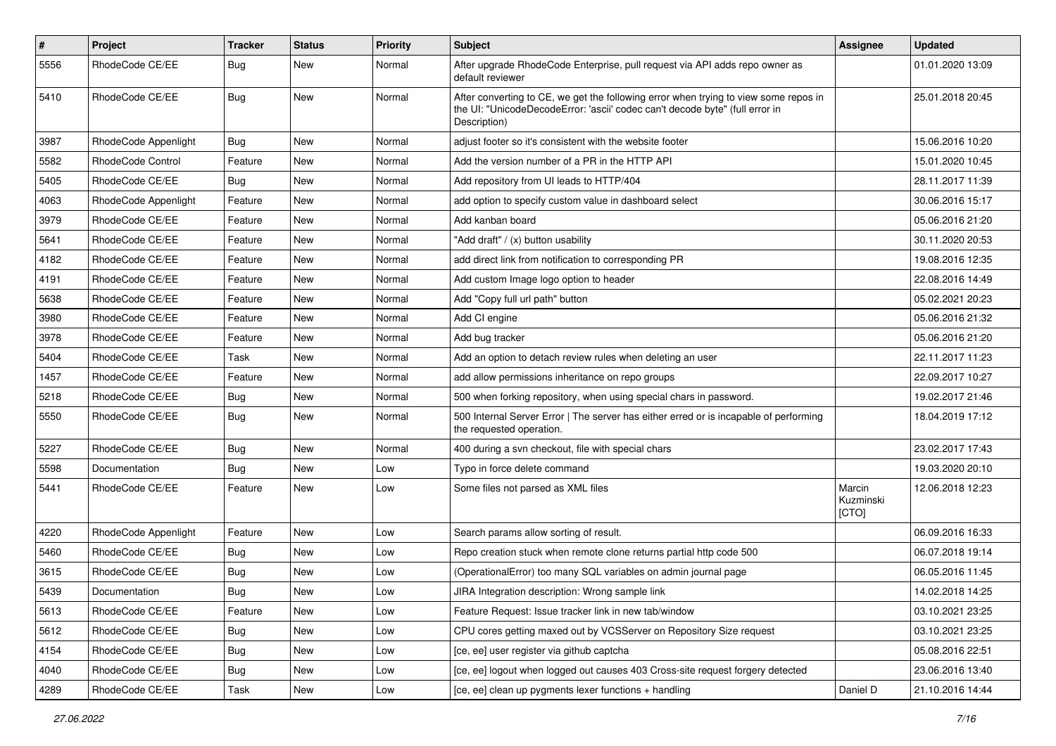| # | Project | Tracker | Status | Priority | Subject | Assignee | Updated |
|---|---|---|---|---|---|---|---|
| 5556 | RhodeCode CE/EE | Bug | New | Normal | After upgrade RhodeCode Enterprise, pull request via API adds repo owner as default reviewer | | 01.01.2020 13:09 |
| 5410 | RhodeCode CE/EE | Bug | New | Normal | After converting to CE, we get the following error when trying to view some repos in the UI: "UnicodeDecodeError: 'ascii' codec can't decode byte" (full error in Description) | | 25.01.2018 20:45 |
| 3987 | RhodeCode Appenlight | Bug | New | Normal | adjust footer so it's consistent with the website footer | | 15.06.2016 10:20 |
| 5582 | RhodeCode Control | Feature | New | Normal | Add the version number of a PR in the HTTP API | | 15.01.2020 10:45 |
| 5405 | RhodeCode CE/EE | Bug | New | Normal | Add repository from UI leads to HTTP/404 | | 28.11.2017 11:39 |
| 4063 | RhodeCode Appenlight | Feature | New | Normal | add option to specify custom value in dashboard select | | 30.06.2016 15:17 |
| 3979 | RhodeCode CE/EE | Feature | New | Normal | Add kanban board | | 05.06.2016 21:20 |
| 5641 | RhodeCode CE/EE | Feature | New | Normal | "Add draft" / (x) button usability | | 30.11.2020 20:53 |
| 4182 | RhodeCode CE/EE | Feature | New | Normal | add direct link from notification to corresponding PR | | 19.08.2016 12:35 |
| 4191 | RhodeCode CE/EE | Feature | New | Normal | Add custom Image logo option to header | | 22.08.2016 14:49 |
| 5638 | RhodeCode CE/EE | Feature | New | Normal | Add "Copy full url path" button | | 05.02.2021 20:23 |
| 3980 | RhodeCode CE/EE | Feature | New | Normal | Add CI engine | | 05.06.2016 21:32 |
| 3978 | RhodeCode CE/EE | Feature | New | Normal | Add bug tracker | | 05.06.2016 21:20 |
| 5404 | RhodeCode CE/EE | Task | New | Normal | Add an option to detach review rules when deleting an user | | 22.11.2017 11:23 |
| 1457 | RhodeCode CE/EE | Feature | New | Normal | add allow permissions inheritance on repo groups | | 22.09.2017 10:27 |
| 5218 | RhodeCode CE/EE | Bug | New | Normal | 500 when forking repository, when using special chars in password. | | 19.02.2017 21:46 |
| 5550 | RhodeCode CE/EE | Bug | New | Normal | 500 Internal Server Error \| The server has either erred or is incapable of performing the requested operation. | | 18.04.2019 17:12 |
| 5227 | RhodeCode CE/EE | Bug | New | Normal | 400 during a svn checkout, file with special chars | | 23.02.2017 17:43 |
| 5598 | Documentation | Bug | New | Low | Typo in force delete command | | 19.03.2020 20:10 |
| 5441 | RhodeCode CE/EE | Feature | New | Low | Some files not parsed as XML files | Marcin Kuzminski [CTO] | 12.06.2018 12:23 |
| 4220 | RhodeCode Appenlight | Feature | New | Low | Search params allow sorting of result. | | 06.09.2016 16:33 |
| 5460 | RhodeCode CE/EE | Bug | New | Low | Repo creation stuck when remote clone returns partial http code 500 | | 06.07.2018 19:14 |
| 3615 | RhodeCode CE/EE | Bug | New | Low | (OperationalError) too many SQL variables on admin journal page | | 06.05.2016 11:45 |
| 5439 | Documentation | Bug | New | Low | JIRA Integration description: Wrong sample link | | 14.02.2018 14:25 |
| 5613 | RhodeCode CE/EE | Feature | New | Low | Feature Request: Issue tracker link in new tab/window | | 03.10.2021 23:25 |
| 5612 | RhodeCode CE/EE | Bug | New | Low | CPU cores getting maxed out by VCSServer on Repository Size request | | 03.10.2021 23:25 |
| 4154 | RhodeCode CE/EE | Bug | New | Low | [ce, ee] user register via github captcha | | 05.08.2016 22:51 |
| 4040 | RhodeCode CE/EE | Bug | New | Low | [ce, ee] logout when logged out causes 403 Cross-site request forgery detected | | 23.06.2016 13:40 |
| 4289 | RhodeCode CE/EE | Task | New | Low | [ce, ee] clean up pygments lexer functions + handling | Daniel D | 21.10.2016 14:44 |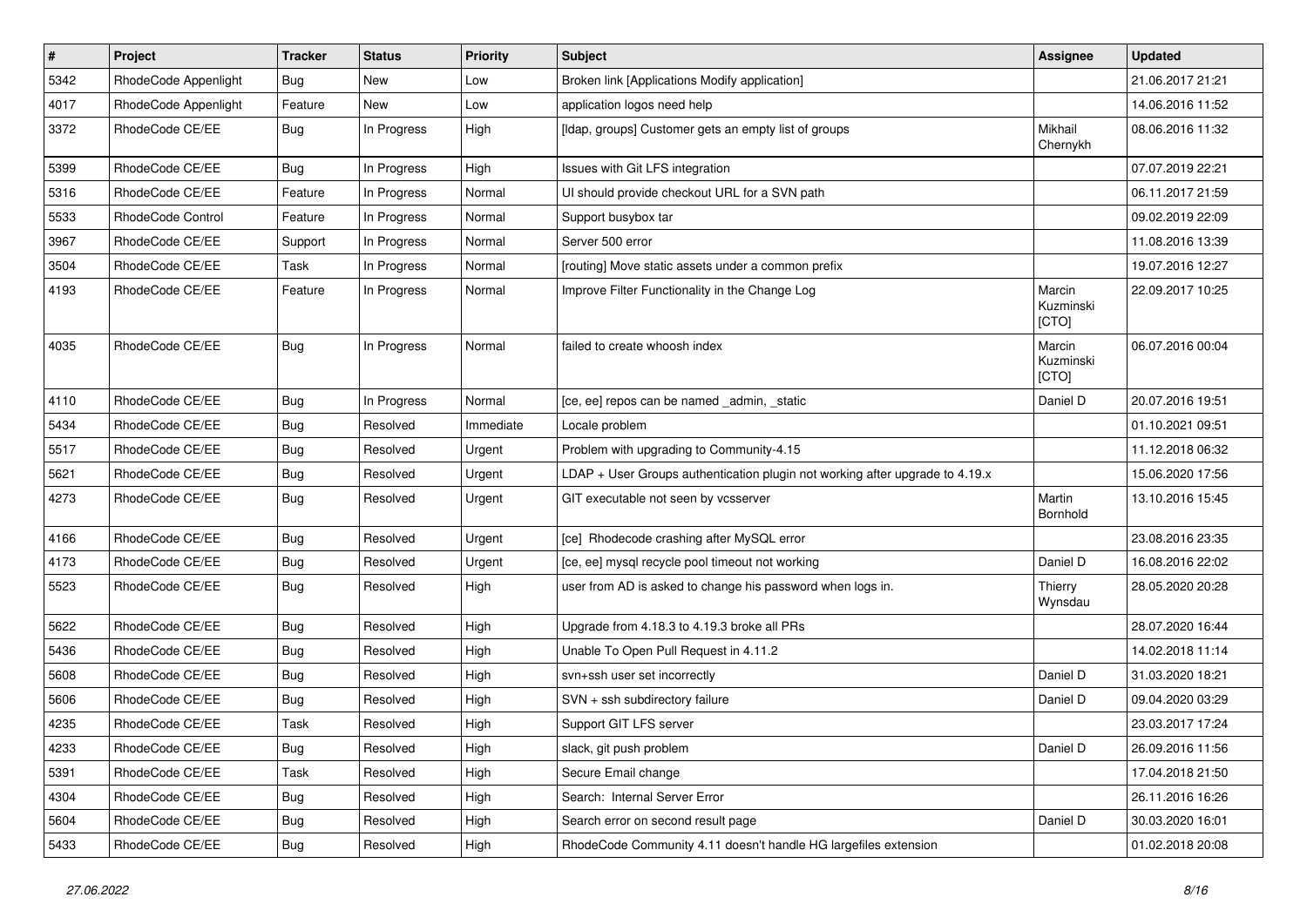| # | Project | Tracker | Status | Priority | Subject | Assignee | Updated |
|---|---|---|---|---|---|---|---|
| 5342 | RhodeCode Appenlight | Bug | New | Low | Broken link [Applications Modify application] | | 21.06.2017 21:21 |
| 4017 | RhodeCode Appenlight | Feature | New | Low | application logos need help | | 14.06.2016 11:52 |
| 3372 | RhodeCode CE/EE | Bug | In Progress | High | [ldap, groups] Customer gets an empty list of groups | Mikhail Chernykh | 08.06.2016 11:32 |
| 5399 | RhodeCode CE/EE | Bug | In Progress | High | Issues with Git LFS integration | | 07.07.2019 22:21 |
| 5316 | RhodeCode CE/EE | Feature | In Progress | Normal | UI should provide checkout URL for a SVN path | | 06.11.2017 21:59 |
| 5533 | RhodeCode Control | Feature | In Progress | Normal | Support busybox tar | | 09.02.2019 22:09 |
| 3967 | RhodeCode CE/EE | Support | In Progress | Normal | Server 500 error | | 11.08.2016 13:39 |
| 3504 | RhodeCode CE/EE | Task | In Progress | Normal | [routing] Move static assets under a common prefix | | 19.07.2016 12:27 |
| 4193 | RhodeCode CE/EE | Feature | In Progress | Normal | Improve Filter Functionality in the Change Log | Marcin Kuzminski [CTO] | 22.09.2017 10:25 |
| 4035 | RhodeCode CE/EE | Bug | In Progress | Normal | failed to create whoosh index | Marcin Kuzminski [CTO] | 06.07.2016 00:04 |
| 4110 | RhodeCode CE/EE | Bug | In Progress | Normal | [ce, ee] repos can be named _admin, _static | Daniel D | 20.07.2016 19:51 |
| 5434 | RhodeCode CE/EE | Bug | Resolved | Immediate | Locale problem | | 01.10.2021 09:51 |
| 5517 | RhodeCode CE/EE | Bug | Resolved | Urgent | Problem with upgrading to Community-4.15 | | 11.12.2018 06:32 |
| 5621 | RhodeCode CE/EE | Bug | Resolved | Urgent | LDAP + User Groups authentication plugin not working after upgrade to 4.19.x | | 15.06.2020 17:56 |
| 4273 | RhodeCode CE/EE | Bug | Resolved | Urgent | GIT executable not seen by vcsserver | Martin Bornhold | 13.10.2016 15:45 |
| 4166 | RhodeCode CE/EE | Bug | Resolved | Urgent | [ce] Rhodecode crashing after MySQL error | | 23.08.2016 23:35 |
| 4173 | RhodeCode CE/EE | Bug | Resolved | Urgent | [ce, ee] mysql recycle pool timeout not working | Daniel D | 16.08.2016 22:02 |
| 5523 | RhodeCode CE/EE | Bug | Resolved | High | user from AD is asked to change his password when logs in. | Thierry Wynsdau | 28.05.2020 20:28 |
| 5622 | RhodeCode CE/EE | Bug | Resolved | High | Upgrade from 4.18.3 to 4.19.3 broke all PRs | | 28.07.2020 16:44 |
| 5436 | RhodeCode CE/EE | Bug | Resolved | High | Unable To Open Pull Request in 4.11.2 | | 14.02.2018 11:14 |
| 5608 | RhodeCode CE/EE | Bug | Resolved | High | svn+ssh user set incorrectly | Daniel D | 31.03.2020 18:21 |
| 5606 | RhodeCode CE/EE | Bug | Resolved | High | SVN + ssh subdirectory failure | Daniel D | 09.04.2020 03:29 |
| 4235 | RhodeCode CE/EE | Task | Resolved | High | Support GIT LFS server | | 23.03.2017 17:24 |
| 4233 | RhodeCode CE/EE | Bug | Resolved | High | slack, git push problem | Daniel D | 26.09.2016 11:56 |
| 5391 | RhodeCode CE/EE | Task | Resolved | High | Secure Email change | | 17.04.2018 21:50 |
| 4304 | RhodeCode CE/EE | Bug | Resolved | High | Search: Internal Server Error | | 26.11.2016 16:26 |
| 5604 | RhodeCode CE/EE | Bug | Resolved | High | Search error on second result page | Daniel D | 30.03.2020 16:01 |
| 5433 | RhodeCode CE/EE | Bug | Resolved | High | RhodeCode Community 4.11 doesn't handle HG largefiles extension | | 01.02.2018 20:08 |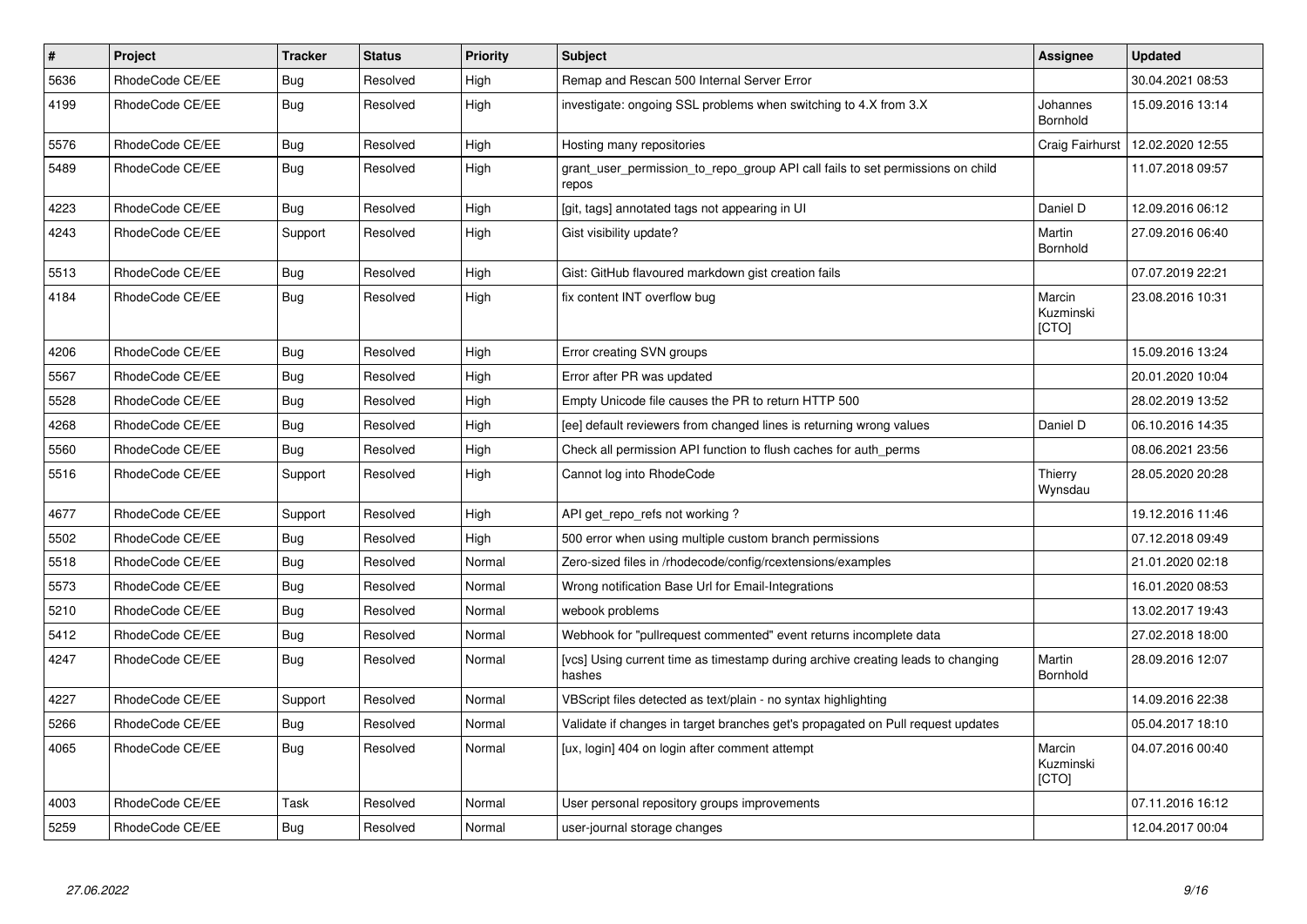| # | Project | Tracker | Status | Priority | Subject | Assignee | Updated |
|---|---|---|---|---|---|---|---|
| 5636 | RhodeCode CE/EE | Bug | Resolved | High | Remap and Rescan 500 Internal Server Error | | 30.04.2021 08:53 |
| 4199 | RhodeCode CE/EE | Bug | Resolved | High | investigate: ongoing SSL problems when switching to 4.X from 3.X | Johannes Bornhold | 15.09.2016 13:14 |
| 5576 | RhodeCode CE/EE | Bug | Resolved | High | Hosting many repositories | Craig Fairhurst | 12.02.2020 12:55 |
| 5489 | RhodeCode CE/EE | Bug | Resolved | High | grant_user_permission_to_repo_group API call fails to set permissions on child repos | | 11.07.2018 09:57 |
| 4223 | RhodeCode CE/EE | Bug | Resolved | High | [git, tags] annotated tags not appearing in UI | Daniel D | 12.09.2016 06:12 |
| 4243 | RhodeCode CE/EE | Support | Resolved | High | Gist visibility update? | Martin Bornhold | 27.09.2016 06:40 |
| 5513 | RhodeCode CE/EE | Bug | Resolved | High | Gist: GitHub flavoured markdown gist creation fails | | 07.07.2019 22:21 |
| 4184 | RhodeCode CE/EE | Bug | Resolved | High | fix content INT overflow bug | Marcin Kuzminski [CTO] | 23.08.2016 10:31 |
| 4206 | RhodeCode CE/EE | Bug | Resolved | High | Error creating SVN groups | | 15.09.2016 13:24 |
| 5567 | RhodeCode CE/EE | Bug | Resolved | High | Error after PR was updated | | 20.01.2020 10:04 |
| 5528 | RhodeCode CE/EE | Bug | Resolved | High | Empty Unicode file causes the PR to return HTTP 500 | | 28.02.2019 13:52 |
| 4268 | RhodeCode CE/EE | Bug | Resolved | High | [ee] default reviewers from changed lines is returning wrong values | Daniel D | 06.10.2016 14:35 |
| 5560 | RhodeCode CE/EE | Bug | Resolved | High | Check all permission API function to flush caches for auth_perms | | 08.06.2021 23:56 |
| 5516 | RhodeCode CE/EE | Support | Resolved | High | Cannot log into RhodeCode | Thierry Wynsdau | 28.05.2020 20:28 |
| 4677 | RhodeCode CE/EE | Support | Resolved | High | API get_repo_refs not working ? | | 19.12.2016 11:46 |
| 5502 | RhodeCode CE/EE | Bug | Resolved | High | 500 error when using multiple custom branch permissions | | 07.12.2018 09:49 |
| 5518 | RhodeCode CE/EE | Bug | Resolved | Normal | Zero-sized files in /rhodecode/config/rcextensions/examples | | 21.01.2020 02:18 |
| 5573 | RhodeCode CE/EE | Bug | Resolved | Normal | Wrong notification Base Url for Email-Integrations | | 16.01.2020 08:53 |
| 5210 | RhodeCode CE/EE | Bug | Resolved | Normal | webook problems | | 13.02.2017 19:43 |
| 5412 | RhodeCode CE/EE | Bug | Resolved | Normal | Webhook for "pullrequest commented" event returns incomplete data | | 27.02.2018 18:00 |
| 4247 | RhodeCode CE/EE | Bug | Resolved | Normal | [vcs] Using current time as timestamp during archive creating leads to changing hashes | Martin Bornhold | 28.09.2016 12:07 |
| 4227 | RhodeCode CE/EE | Support | Resolved | Normal | VBScript files detected as text/plain - no syntax highlighting | | 14.09.2016 22:38 |
| 5266 | RhodeCode CE/EE | Bug | Resolved | Normal | Validate if changes in target branches get's propagated on Pull request updates | | 05.04.2017 18:10 |
| 4065 | RhodeCode CE/EE | Bug | Resolved | Normal | [ux, login] 404 on login after comment attempt | Marcin Kuzminski [CTO] | 04.07.2016 00:40 |
| 4003 | RhodeCode CE/EE | Task | Resolved | Normal | User personal repository groups improvements | | 07.11.2016 16:12 |
| 5259 | RhodeCode CE/EE | Bug | Resolved | Normal | user-journal storage changes | | 12.04.2017 00:04 |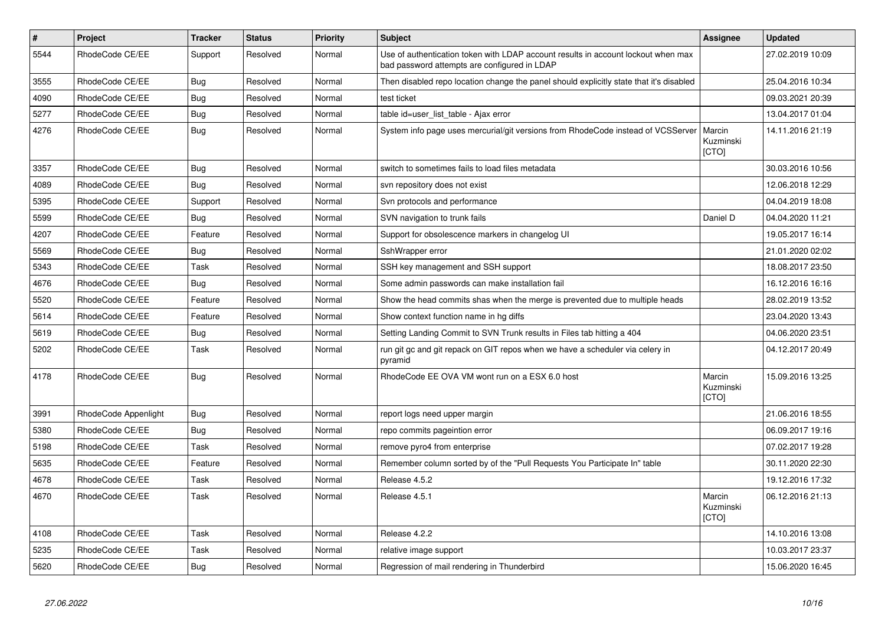| # | Project | Tracker | Status | Priority | Subject | Assignee | Updated |
|---|---|---|---|---|---|---|---|
| 5544 | RhodeCode CE/EE | Support | Resolved | Normal | Use of authentication token with LDAP account results in account lockout when max bad password attempts are configured in LDAP | | 27.02.2019 10:09 |
| 3555 | RhodeCode CE/EE | Bug | Resolved | Normal | Then disabled repo location change the panel should explicitly state that it's disabled | | 25.04.2016 10:34 |
| 4090 | RhodeCode CE/EE | Bug | Resolved | Normal | test ticket | | 09.03.2021 20:39 |
| 5277 | RhodeCode CE/EE | Bug | Resolved | Normal | table id=user_list_table - Ajax error | | 13.04.2017 01:04 |
| 4276 | RhodeCode CE/EE | Bug | Resolved | Normal | System info page uses mercurial/git versions from RhodeCode instead of VCSServer | Marcin Kuzminski [CTO] | 14.11.2016 21:19 |
| 3357 | RhodeCode CE/EE | Bug | Resolved | Normal | switch to sometimes fails to load files metadata | | 30.03.2016 10:56 |
| 4089 | RhodeCode CE/EE | Bug | Resolved | Normal | svn repository does not exist | | 12.06.2018 12:29 |
| 5395 | RhodeCode CE/EE | Support | Resolved | Normal | Svn protocols and performance | | 04.04.2019 18:08 |
| 5599 | RhodeCode CE/EE | Bug | Resolved | Normal | SVN navigation to trunk fails | Daniel D | 04.04.2020 11:21 |
| 4207 | RhodeCode CE/EE | Feature | Resolved | Normal | Support for obsolescence markers in changelog UI | | 19.05.2017 16:14 |
| 5569 | RhodeCode CE/EE | Bug | Resolved | Normal | SshWrapper error | | 21.01.2020 02:02 |
| 5343 | RhodeCode CE/EE | Task | Resolved | Normal | SSH key management and SSH support | | 18.08.2017 23:50 |
| 4676 | RhodeCode CE/EE | Bug | Resolved | Normal | Some admin passwords can make installation fail | | 16.12.2016 16:16 |
| 5520 | RhodeCode CE/EE | Feature | Resolved | Normal | Show the head commits shas when the merge is prevented due to multiple heads | | 28.02.2019 13:52 |
| 5614 | RhodeCode CE/EE | Feature | Resolved | Normal | Show context function name in hg diffs | | 23.04.2020 13:43 |
| 5619 | RhodeCode CE/EE | Bug | Resolved | Normal | Setting Landing Commit to SVN Trunk results in Files tab hitting a 404 | | 04.06.2020 23:51 |
| 5202 | RhodeCode CE/EE | Task | Resolved | Normal | run git gc and git repack on GIT repos when we have a scheduler via celery in pyramid | | 04.12.2017 20:49 |
| 4178 | RhodeCode CE/EE | Bug | Resolved | Normal | RhodeCode EE OVA VM wont run on a ESX 6.0 host | Marcin Kuzminski [CTO] | 15.09.2016 13:25 |
| 3991 | RhodeCode Appenlight | Bug | Resolved | Normal | report logs need upper margin | | 21.06.2016 18:55 |
| 5380 | RhodeCode CE/EE | Bug | Resolved | Normal | repo commits pageintion error | | 06.09.2017 19:16 |
| 5198 | RhodeCode CE/EE | Task | Resolved | Normal | remove pyro4 from enterprise | | 07.02.2017 19:28 |
| 5635 | RhodeCode CE/EE | Feature | Resolved | Normal | Remember column sorted by of the "Pull Requests You Participate In" table | | 30.11.2020 22:30 |
| 4678 | RhodeCode CE/EE | Task | Resolved | Normal | Release 4.5.2 | | 19.12.2016 17:32 |
| 4670 | RhodeCode CE/EE | Task | Resolved | Normal | Release 4.5.1 | Marcin Kuzminski [CTO] | 06.12.2016 21:13 |
| 4108 | RhodeCode CE/EE | Task | Resolved | Normal | Release 4.2.2 | | 14.10.2016 13:08 |
| 5235 | RhodeCode CE/EE | Task | Resolved | Normal | relative image support | | 10.03.2017 23:37 |
| 5620 | RhodeCode CE/EE | Bug | Resolved | Normal | Regression of mail rendering in Thunderbird | | 15.06.2020 16:45 |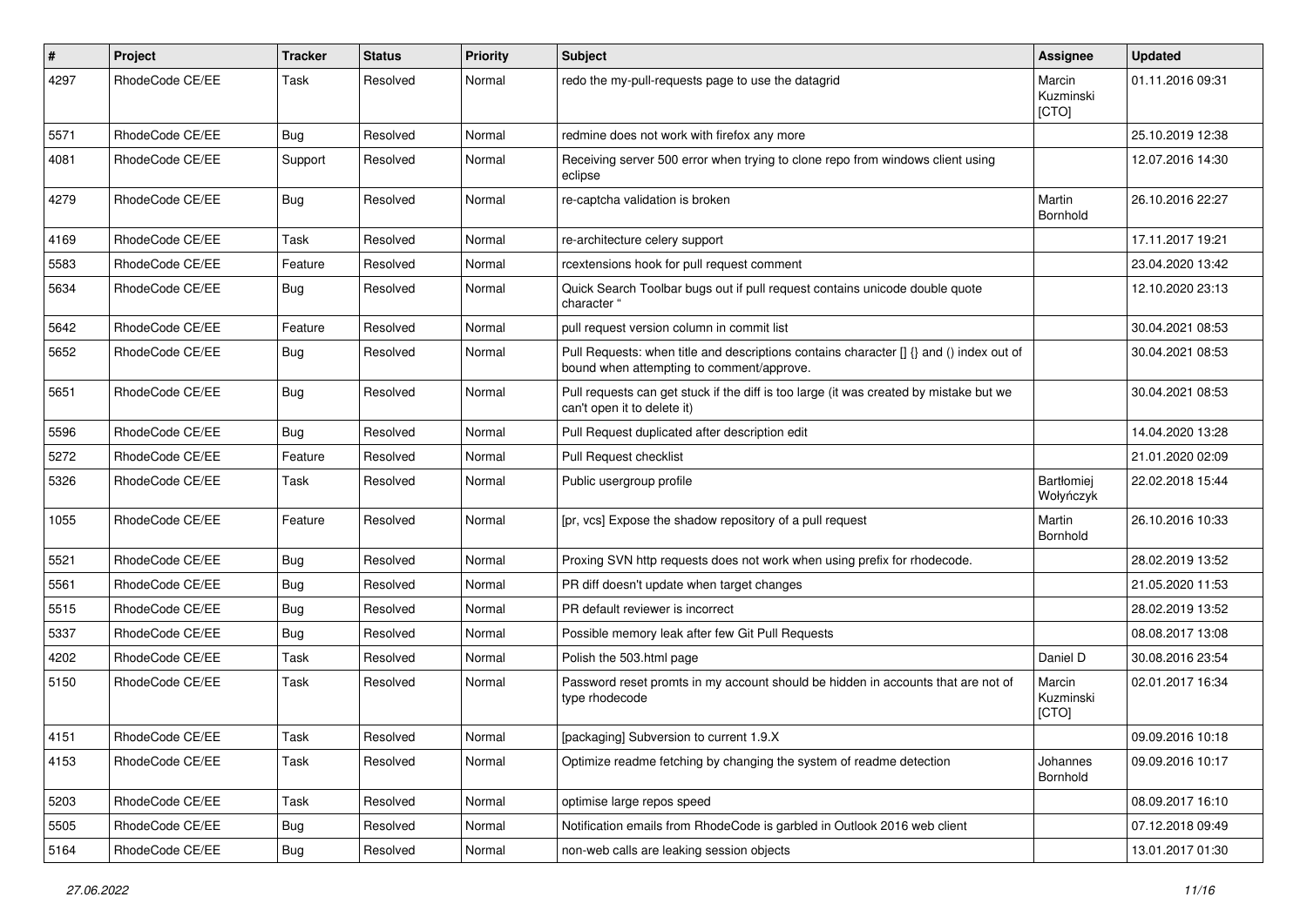| # | Project | Tracker | Status | Priority | Subject | Assignee | Updated |
|---|---|---|---|---|---|---|---|
| 4297 | RhodeCode CE/EE | Task | Resolved | Normal | redo the my-pull-requests page to use the datagrid | Marcin Kuzminski [CTO] | 01.11.2016 09:31 |
| 5571 | RhodeCode CE/EE | Bug | Resolved | Normal | redmine does not work with firefox any more | | 25.10.2019 12:38 |
| 4081 | RhodeCode CE/EE | Support | Resolved | Normal | Receiving server 500 error when trying to clone repo from windows client using eclipse | | 12.07.2016 14:30 |
| 4279 | RhodeCode CE/EE | Bug | Resolved | Normal | re-captcha validation is broken | Martin Bornhold | 26.10.2016 22:27 |
| 4169 | RhodeCode CE/EE | Task | Resolved | Normal | re-architecture celery support | | 17.11.2017 19:21 |
| 5583 | RhodeCode CE/EE | Feature | Resolved | Normal | rcextensions hook for pull request comment | | 23.04.2020 13:42 |
| 5634 | RhodeCode CE/EE | Bug | Resolved | Normal | Quick Search Toolbar bugs out if pull request contains unicode double quote character " | | 12.10.2020 23:13 |
| 5642 | RhodeCode CE/EE | Feature | Resolved | Normal | pull request version column in commit list | | 30.04.2021 08:53 |
| 5652 | RhodeCode CE/EE | Bug | Resolved | Normal | Pull Requests: when title and descriptions contains character [] {} and () index out of bound when attempting to comment/approve. | | 30.04.2021 08:53 |
| 5651 | RhodeCode CE/EE | Bug | Resolved | Normal | Pull requests can get stuck if the diff is too large (it was created by mistake but we can't open it to delete it) | | 30.04.2021 08:53 |
| 5596 | RhodeCode CE/EE | Bug | Resolved | Normal | Pull Request duplicated after description edit | | 14.04.2020 13:28 |
| 5272 | RhodeCode CE/EE | Feature | Resolved | Normal | Pull Request checklist | | 21.01.2020 02:09 |
| 5326 | RhodeCode CE/EE | Task | Resolved | Normal | Public usergroup profile | Bartłomiej Wołyńczyk | 22.02.2018 15:44 |
| 1055 | RhodeCode CE/EE | Feature | Resolved | Normal | [pr, vcs] Expose the shadow repository of a pull request | Martin Bornhold | 26.10.2016 10:33 |
| 5521 | RhodeCode CE/EE | Bug | Resolved | Normal | Proxing SVN http requests does not work when using prefix for rhodecode. | | 28.02.2019 13:52 |
| 5561 | RhodeCode CE/EE | Bug | Resolved | Normal | PR diff doesn't update when target changes | | 21.05.2020 11:53 |
| 5515 | RhodeCode CE/EE | Bug | Resolved | Normal | PR default reviewer is incorrect | | 28.02.2019 13:52 |
| 5337 | RhodeCode CE/EE | Bug | Resolved | Normal | Possible memory leak after few Git Pull Requests | | 08.08.2017 13:08 |
| 4202 | RhodeCode CE/EE | Task | Resolved | Normal | Polish the 503.html page | Daniel D | 30.08.2016 23:54 |
| 5150 | RhodeCode CE/EE | Task | Resolved | Normal | Password reset promts in my account should be hidden in accounts that are not of type rhodecode | Marcin Kuzminski [CTO] | 02.01.2017 16:34 |
| 4151 | RhodeCode CE/EE | Task | Resolved | Normal | [packaging] Subversion to current 1.9.X | | 09.09.2016 10:18 |
| 4153 | RhodeCode CE/EE | Task | Resolved | Normal | Optimize readme fetching by changing the system of readme detection | Johannes Bornhold | 09.09.2016 10:17 |
| 5203 | RhodeCode CE/EE | Task | Resolved | Normal | optimise large repos speed | | 08.09.2017 16:10 |
| 5505 | RhodeCode CE/EE | Bug | Resolved | Normal | Notification emails from RhodeCode is garbled in Outlook 2016 web client | | 07.12.2018 09:49 |
| 5164 | RhodeCode CE/EE | Bug | Resolved | Normal | non-web calls are leaking session objects | | 13.01.2017 01:30 |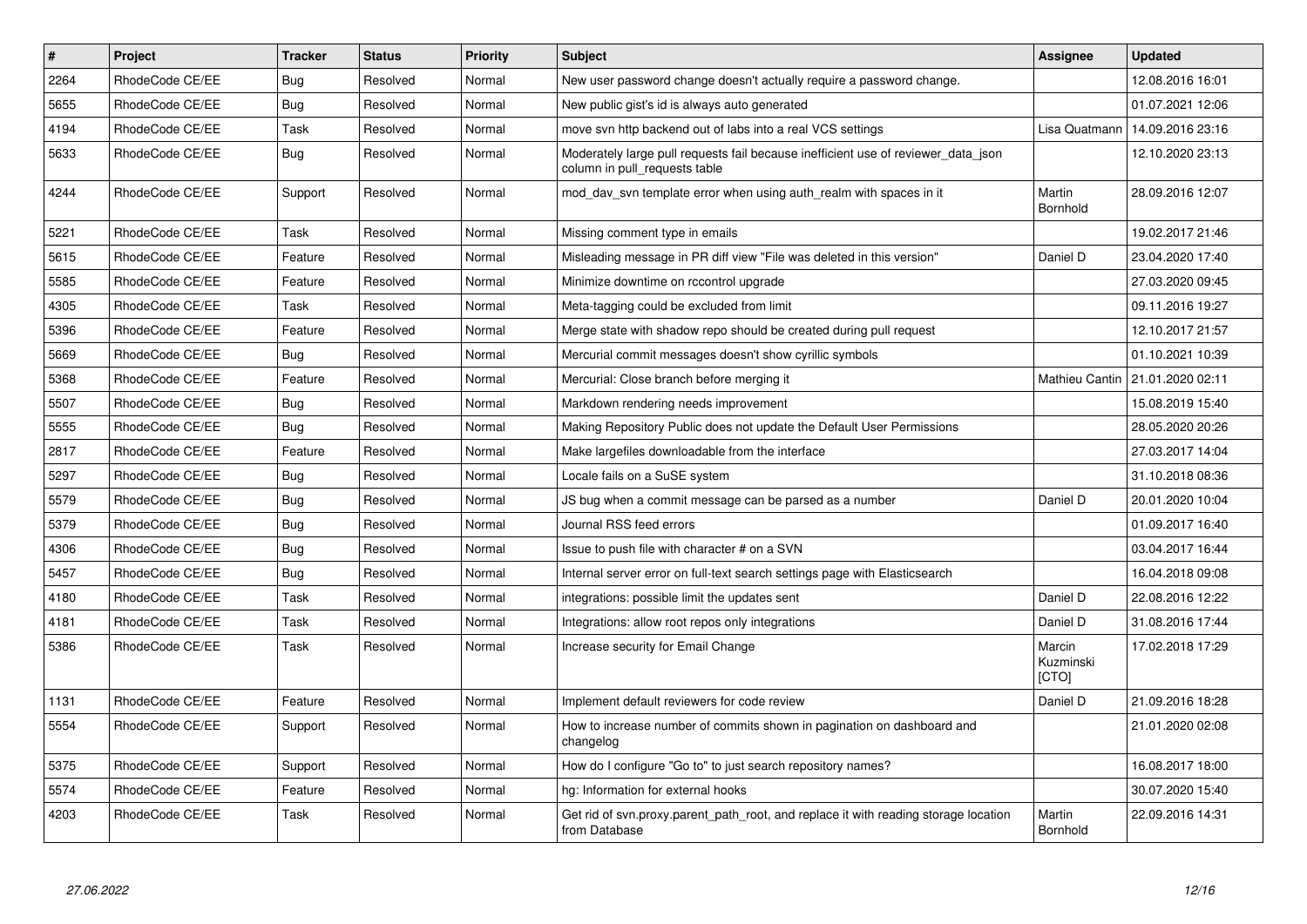| # | Project | Tracker | Status | Priority | Subject | Assignee | Updated |
|---|---|---|---|---|---|---|---|
| 2264 | RhodeCode CE/EE | Bug | Resolved | Normal | New user password change doesn't actually require a password change. | | 12.08.2016 16:01 |
| 5655 | RhodeCode CE/EE | Bug | Resolved | Normal | New public gist's id is always auto generated | | 01.07.2021 12:06 |
| 4194 | RhodeCode CE/EE | Task | Resolved | Normal | move svn http backend out of labs into a real VCS settings | Lisa Quatmann | 14.09.2016 23:16 |
| 5633 | RhodeCode CE/EE | Bug | Resolved | Normal | Moderately large pull requests fail because inefficient use of reviewer_data_json column in pull_requests table | | 12.10.2020 23:13 |
| 4244 | RhodeCode CE/EE | Support | Resolved | Normal | mod_dav_svn template error when using auth_realm with spaces in it | Martin Bornhold | 28.09.2016 12:07 |
| 5221 | RhodeCode CE/EE | Task | Resolved | Normal | Missing comment type in emails | | 19.02.2017 21:46 |
| 5615 | RhodeCode CE/EE | Feature | Resolved | Normal | Misleading message in PR diff view "File was deleted in this version" | Daniel D | 23.04.2020 17:40 |
| 5585 | RhodeCode CE/EE | Feature | Resolved | Normal | Minimize downtime on rccontrol upgrade | | 27.03.2020 09:45 |
| 4305 | RhodeCode CE/EE | Task | Resolved | Normal | Meta-tagging could be excluded from limit | | 09.11.2016 19:27 |
| 5396 | RhodeCode CE/EE | Feature | Resolved | Normal | Merge state with shadow repo should be created during pull request | | 12.10.2017 21:57 |
| 5669 | RhodeCode CE/EE | Bug | Resolved | Normal | Mercurial commit messages doesn't show cyrillic symbols | | 01.10.2021 10:39 |
| 5368 | RhodeCode CE/EE | Feature | Resolved | Normal | Mercurial: Close branch before merging it | Mathieu Cantin | 21.01.2020 02:11 |
| 5507 | RhodeCode CE/EE | Bug | Resolved | Normal | Markdown rendering needs improvement | | 15.08.2019 15:40 |
| 5555 | RhodeCode CE/EE | Bug | Resolved | Normal | Making Repository Public does not update the Default User Permissions | | 28.05.2020 20:26 |
| 2817 | RhodeCode CE/EE | Feature | Resolved | Normal | Make largefiles downloadable from the interface | | 27.03.2017 14:04 |
| 5297 | RhodeCode CE/EE | Bug | Resolved | Normal | Locale fails on a SuSE system | | 31.10.2018 08:36 |
| 5579 | RhodeCode CE/EE | Bug | Resolved | Normal | JS bug when a commit message can be parsed as a number | Daniel D | 20.01.2020 10:04 |
| 5379 | RhodeCode CE/EE | Bug | Resolved | Normal | Journal RSS feed errors | | 01.09.2017 16:40 |
| 4306 | RhodeCode CE/EE | Bug | Resolved | Normal | Issue to push file with character # on a SVN | | 03.04.2017 16:44 |
| 5457 | RhodeCode CE/EE | Bug | Resolved | Normal | Internal server error on full-text search settings page with Elasticsearch | | 16.04.2018 09:08 |
| 4180 | RhodeCode CE/EE | Task | Resolved | Normal | integrations: possible limit the updates sent | Daniel D | 22.08.2016 12:22 |
| 4181 | RhodeCode CE/EE | Task | Resolved | Normal | Integrations: allow root repos only integrations | Daniel D | 31.08.2016 17:44 |
| 5386 | RhodeCode CE/EE | Task | Resolved | Normal | Increase security for Email Change | Marcin Kuzminski [CTO] | 17.02.2018 17:29 |
| 1131 | RhodeCode CE/EE | Feature | Resolved | Normal | Implement default reviewers for code review | Daniel D | 21.09.2016 18:28 |
| 5554 | RhodeCode CE/EE | Support | Resolved | Normal | How to increase number of commits shown in pagination on dashboard and changelog | | 21.01.2020 02:08 |
| 5375 | RhodeCode CE/EE | Support | Resolved | Normal | How do I configure "Go to" to just search repository names? | | 16.08.2017 18:00 |
| 5574 | RhodeCode CE/EE | Feature | Resolved | Normal | hg: Information for external hooks | | 30.07.2020 15:40 |
| 4203 | RhodeCode CE/EE | Task | Resolved | Normal | Get rid of svn.proxy.parent_path_root, and replace it with reading storage location from Database | Martin Bornhold | 22.09.2016 14:31 |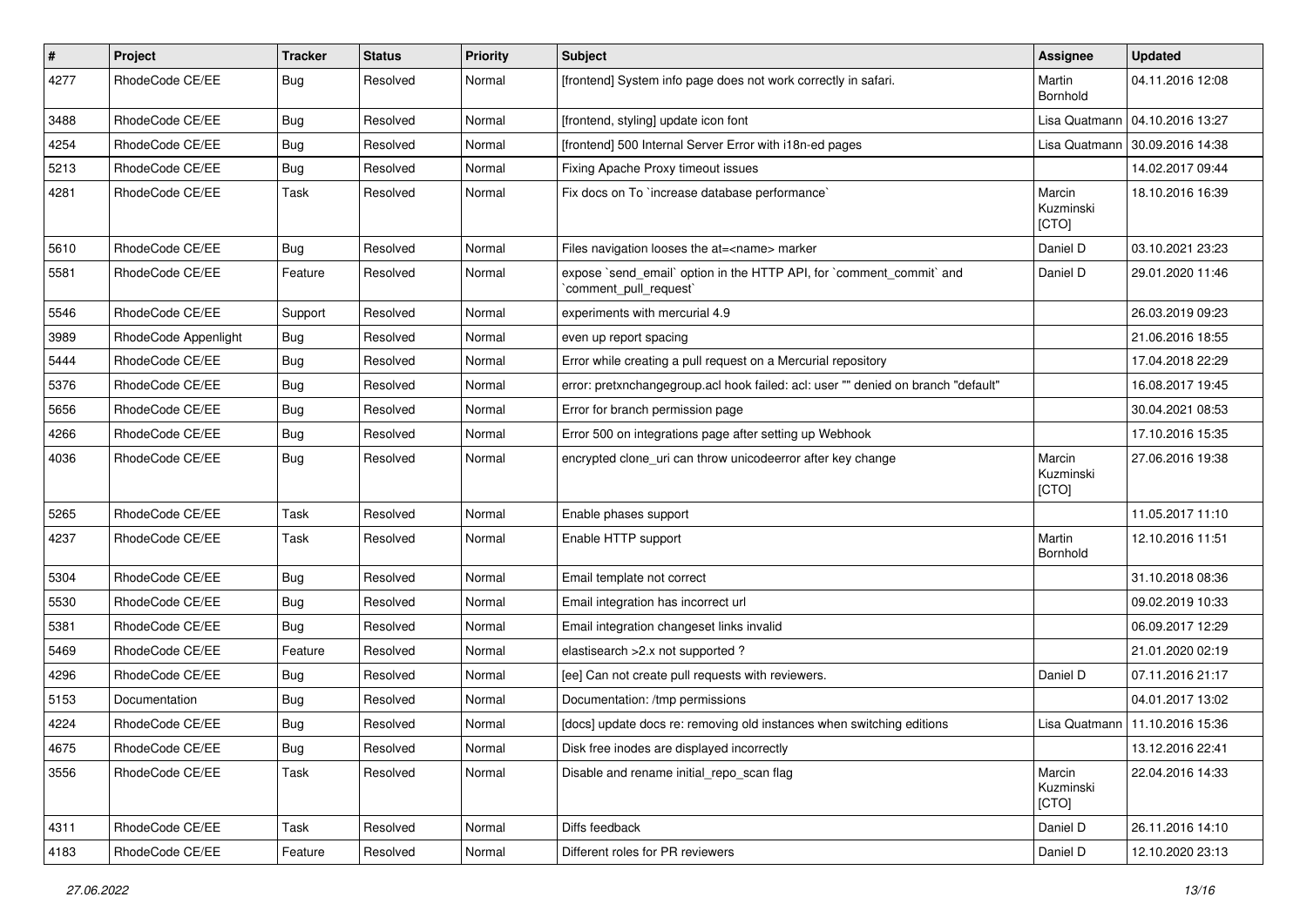| # | Project | Tracker | Status | Priority | Subject | Assignee | Updated |
| --- | --- | --- | --- | --- | --- | --- | --- |
| 4277 | RhodeCode CE/EE | Bug | Resolved | Normal | [frontend] System info page does not work correctly in safari. | Martin Bornhold | 04.11.2016 12:08 |
| 3488 | RhodeCode CE/EE | Bug | Resolved | Normal | [frontend, styling] update icon font | Lisa Quatmann | 04.10.2016 13:27 |
| 4254 | RhodeCode CE/EE | Bug | Resolved | Normal | [frontend] 500 Internal Server Error with i18n-ed pages | Lisa Quatmann | 30.09.2016 14:38 |
| 5213 | RhodeCode CE/EE | Bug | Resolved | Normal | Fixing Apache Proxy timeout issues | | 14.02.2017 09:44 |
| 4281 | RhodeCode CE/EE | Task | Resolved | Normal | Fix docs on To `increase database performance` | Marcin Kuzminski [CTO] | 18.10.2016 16:39 |
| 5610 | RhodeCode CE/EE | Bug | Resolved | Normal | Files navigation looses the at=<name> marker | Daniel D | 03.10.2021 23:23 |
| 5581 | RhodeCode CE/EE | Feature | Resolved | Normal | expose `send_email` option in the HTTP API, for `comment_commit` and `comment_pull_request` | Daniel D | 29.01.2020 11:46 |
| 5546 | RhodeCode CE/EE | Support | Resolved | Normal | experiments with mercurial 4.9 | | 26.03.2019 09:23 |
| 3989 | RhodeCode Appenlight | Bug | Resolved | Normal | even up report spacing | | 21.06.2016 18:55 |
| 5444 | RhodeCode CE/EE | Bug | Resolved | Normal | Error while creating a pull request on a Mercurial repository | | 17.04.2018 22:29 |
| 5376 | RhodeCode CE/EE | Bug | Resolved | Normal | error: pretxnchangegroup.acl hook failed: acl: user "" denied on branch "default" | | 16.08.2017 19:45 |
| 5656 | RhodeCode CE/EE | Bug | Resolved | Normal | Error for branch permission page | | 30.04.2021 08:53 |
| 4266 | RhodeCode CE/EE | Bug | Resolved | Normal | Error 500 on integrations page after setting up Webhook | | 17.10.2016 15:35 |
| 4036 | RhodeCode CE/EE | Bug | Resolved | Normal | encrypted clone_uri can throw unicodeerror after key change | Marcin Kuzminski [CTO] | 27.06.2016 19:38 |
| 5265 | RhodeCode CE/EE | Task | Resolved | Normal | Enable phases support | | 11.05.2017 11:10 |
| 4237 | RhodeCode CE/EE | Task | Resolved | Normal | Enable HTTP support | Martin Bornhold | 12.10.2016 11:51 |
| 5304 | RhodeCode CE/EE | Bug | Resolved | Normal | Email template not correct | | 31.10.2018 08:36 |
| 5530 | RhodeCode CE/EE | Bug | Resolved | Normal | Email integration has incorrect url | | 09.02.2019 10:33 |
| 5381 | RhodeCode CE/EE | Bug | Resolved | Normal | Email integration changeset links invalid | | 06.09.2017 12:29 |
| 5469 | RhodeCode CE/EE | Feature | Resolved | Normal | elastisearch >2.x not supported ? | | 21.01.2020 02:19 |
| 4296 | RhodeCode CE/EE | Bug | Resolved | Normal | [ee] Can not create pull requests with reviewers. | Daniel D | 07.11.2016 21:17 |
| 5153 | Documentation | Bug | Resolved | Normal | Documentation: /tmp permissions | | 04.01.2017 13:02 |
| 4224 | RhodeCode CE/EE | Bug | Resolved | Normal | [docs] update docs re: removing old instances when switching editions | Lisa Quatmann | 11.10.2016 15:36 |
| 4675 | RhodeCode CE/EE | Bug | Resolved | Normal | Disk free inodes are displayed incorrectly | | 13.12.2016 22:41 |
| 3556 | RhodeCode CE/EE | Task | Resolved | Normal | Disable and rename initial_repo_scan flag | Marcin Kuzminski [CTO] | 22.04.2016 14:33 |
| 4311 | RhodeCode CE/EE | Task | Resolved | Normal | Diffs feedback | Daniel D | 26.11.2016 14:10 |
| 4183 | RhodeCode CE/EE | Feature | Resolved | Normal | Different roles for PR reviewers | Daniel D | 12.10.2020 23:13 |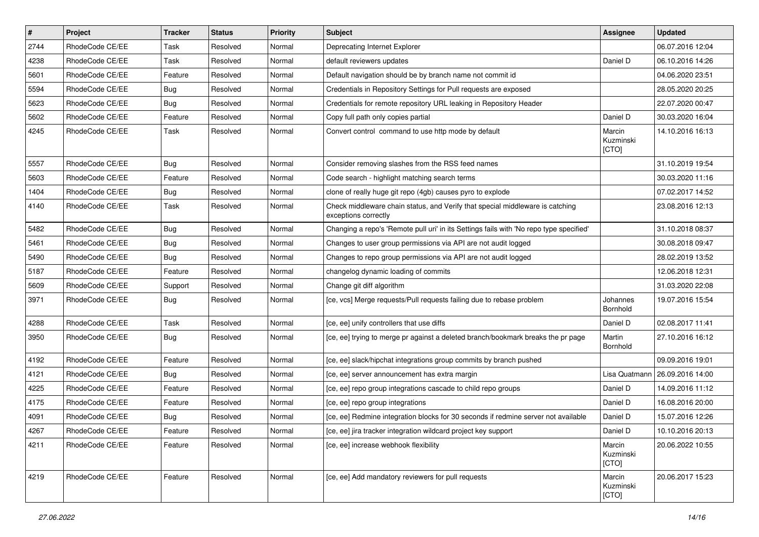| # | Project | Tracker | Status | Priority | Subject | Assignee | Updated |
|---|---|---|---|---|---|---|---|
| 2744 | RhodeCode CE/EE | Task | Resolved | Normal | Deprecating Internet Explorer | | 06.07.2016 12:04 |
| 4238 | RhodeCode CE/EE | Task | Resolved | Normal | default reviewers updates | Daniel D | 06.10.2016 14:26 |
| 5601 | RhodeCode CE/EE | Feature | Resolved | Normal | Default navigation should be by branch name not commit id | | 04.06.2020 23:51 |
| 5594 | RhodeCode CE/EE | Bug | Resolved | Normal | Credentials in Repository Settings for Pull requests are exposed | | 28.05.2020 20:25 |
| 5623 | RhodeCode CE/EE | Bug | Resolved | Normal | Credentials for remote repository URL leaking in Repository Header | | 22.07.2020 00:47 |
| 5602 | RhodeCode CE/EE | Feature | Resolved | Normal | Copy full path only copies partial | Daniel D | 30.03.2020 16:04 |
| 4245 | RhodeCode CE/EE | Task | Resolved | Normal | Convert control command to use http mode by default | Marcin Kuzminski [CTO] | 14.10.2016 16:13 |
| 5557 | RhodeCode CE/EE | Bug | Resolved | Normal | Consider removing slashes from the RSS feed names | | 31.10.2019 19:54 |
| 5603 | RhodeCode CE/EE | Feature | Resolved | Normal | Code search - highlight matching search terms | | 30.03.2020 11:16 |
| 1404 | RhodeCode CE/EE | Bug | Resolved | Normal | clone of really huge git repo (4gb) causes pyro to explode | | 07.02.2017 14:52 |
| 4140 | RhodeCode CE/EE | Task | Resolved | Normal | Check middleware chain status, and Verify that special middleware is catching exceptions correctly | | 23.08.2016 12:13 |
| 5482 | RhodeCode CE/EE | Bug | Resolved | Normal | Changing a repo's 'Remote pull uri' in its Settings fails with 'No repo type specified' | | 31.10.2018 08:37 |
| 5461 | RhodeCode CE/EE | Bug | Resolved | Normal | Changes to user group permissions via API are not audit logged | | 30.08.2018 09:47 |
| 5490 | RhodeCode CE/EE | Bug | Resolved | Normal | Changes to repo group permissions via API are not audit logged | | 28.02.2019 13:52 |
| 5187 | RhodeCode CE/EE | Feature | Resolved | Normal | changelog dynamic loading of commits | | 12.06.2018 12:31 |
| 5609 | RhodeCode CE/EE | Support | Resolved | Normal | Change git diff algorithm | | 31.03.2020 22:08 |
| 3971 | RhodeCode CE/EE | Bug | Resolved | Normal | [ce, vcs] Merge requests/Pull requests failing due to rebase problem | Johannes Bornhold | 19.07.2016 15:54 |
| 4288 | RhodeCode CE/EE | Task | Resolved | Normal | [ce, ee] unify controllers that use diffs | Daniel D | 02.08.2017 11:41 |
| 3950 | RhodeCode CE/EE | Bug | Resolved | Normal | [ce, ee] trying to merge pr against a deleted branch/bookmark breaks the pr page | Martin Bornhold | 27.10.2016 16:12 |
| 4192 | RhodeCode CE/EE | Feature | Resolved | Normal | [ce, ee] slack/hipchat integrations group commits by branch pushed | | 09.09.2016 19:01 |
| 4121 | RhodeCode CE/EE | Bug | Resolved | Normal | [ce, ee] server announcement has extra margin | Lisa Quatmann | 26.09.2016 14:00 |
| 4225 | RhodeCode CE/EE | Feature | Resolved | Normal | [ce, ee] repo group integrations cascade to child repo groups | Daniel D | 14.09.2016 11:12 |
| 4175 | RhodeCode CE/EE | Feature | Resolved | Normal | [ce, ee] repo group integrations | Daniel D | 16.08.2016 20:00 |
| 4091 | RhodeCode CE/EE | Bug | Resolved | Normal | [ce, ee] Redmine integration blocks for 30 seconds if redmine server not available | Daniel D | 15.07.2016 12:26 |
| 4267 | RhodeCode CE/EE | Feature | Resolved | Normal | [ce, ee] jira tracker integration wildcard project key support | Daniel D | 10.10.2016 20:13 |
| 4211 | RhodeCode CE/EE | Feature | Resolved | Normal | [ce, ee] increase webhook flexibility | Marcin Kuzminski [CTO] | 20.06.2022 10:55 |
| 4219 | RhodeCode CE/EE | Feature | Resolved | Normal | [ce, ee] Add mandatory reviewers for pull requests | Marcin Kuzminski [CTO] | 20.06.2017 15:23 |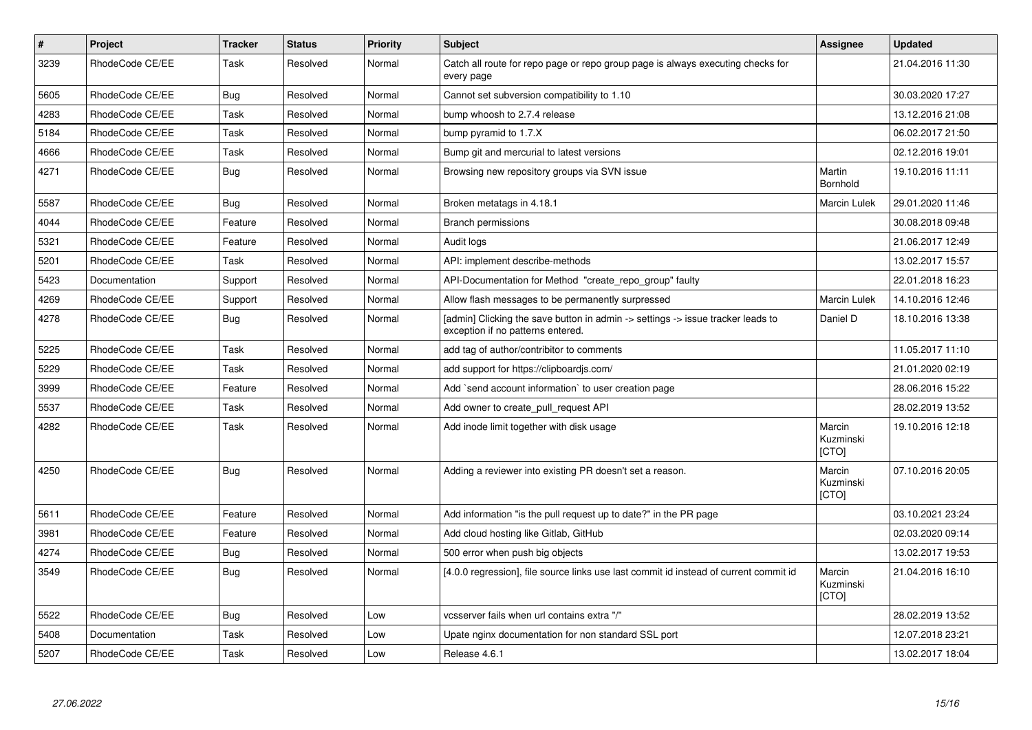| # | Project | Tracker | Status | Priority | Subject | Assignee | Updated |
|---|---|---|---|---|---|---|---|
| 3239 | RhodeCode CE/EE | Task | Resolved | Normal | Catch all route for repo page or repo group page is always executing checks for every page | | 21.04.2016 11:30 |
| 5605 | RhodeCode CE/EE | Bug | Resolved | Normal | Cannot set subversion compatibility to 1.10 | | 30.03.2020 17:27 |
| 4283 | RhodeCode CE/EE | Task | Resolved | Normal | bump whoosh to 2.7.4 release | | 13.12.2016 21:08 |
| 5184 | RhodeCode CE/EE | Task | Resolved | Normal | bump pyramid to 1.7.X | | 06.02.2017 21:50 |
| 4666 | RhodeCode CE/EE | Task | Resolved | Normal | Bump git and mercurial to latest versions | | 02.12.2016 19:01 |
| 4271 | RhodeCode CE/EE | Bug | Resolved | Normal | Browsing new repository groups via SVN issue | Martin Bornhold | 19.10.2016 11:11 |
| 5587 | RhodeCode CE/EE | Bug | Resolved | Normal | Broken metatags in 4.18.1 | Marcin Lulek | 29.01.2020 11:46 |
| 4044 | RhodeCode CE/EE | Feature | Resolved | Normal | Branch permissions | | 30.08.2018 09:48 |
| 5321 | RhodeCode CE/EE | Feature | Resolved | Normal | Audit logs | | 21.06.2017 12:49 |
| 5201 | RhodeCode CE/EE | Task | Resolved | Normal | API: implement describe-methods | | 13.02.2017 15:57 |
| 5423 | Documentation | Support | Resolved | Normal | API-Documentation for Method "create_repo_group" faulty | | 22.01.2018 16:23 |
| 4269 | RhodeCode CE/EE | Support | Resolved | Normal | Allow flash messages to be permanently surpressed | Marcin Lulek | 14.10.2016 12:46 |
| 4278 | RhodeCode CE/EE | Bug | Resolved | Normal | [admin] Clicking the save button in admin -> settings -> issue tracker leads to exception if no patterns entered. | Daniel D | 18.10.2016 13:38 |
| 5225 | RhodeCode CE/EE | Task | Resolved | Normal | add tag of author/contribitor to comments | | 11.05.2017 11:10 |
| 5229 | RhodeCode CE/EE | Task | Resolved | Normal | add support for https://clipboardjs.com/ | | 21.01.2020 02:19 |
| 3999 | RhodeCode CE/EE | Feature | Resolved | Normal | Add `send account information` to user creation page | | 28.06.2016 15:22 |
| 5537 | RhodeCode CE/EE | Task | Resolved | Normal | Add owner to create_pull_request API | | 28.02.2019 13:52 |
| 4282 | RhodeCode CE/EE | Task | Resolved | Normal | Add inode limit together with disk usage | Marcin Kuzminski [CTO] | 19.10.2016 12:18 |
| 4250 | RhodeCode CE/EE | Bug | Resolved | Normal | Adding a reviewer into existing PR doesn't set a reason. | Marcin Kuzminski [CTO] | 07.10.2016 20:05 |
| 5611 | RhodeCode CE/EE | Feature | Resolved | Normal | Add information "is the pull request up to date?" in the PR page | | 03.10.2021 23:24 |
| 3981 | RhodeCode CE/EE | Feature | Resolved | Normal | Add cloud hosting like Gitlab, GitHub | | 02.03.2020 09:14 |
| 4274 | RhodeCode CE/EE | Bug | Resolved | Normal | 500 error when push big objects | | 13.02.2017 19:53 |
| 3549 | RhodeCode CE/EE | Bug | Resolved | Normal | [4.0.0 regression], file source links use last commit id instead of current commit id | Marcin Kuzminski [CTO] | 21.04.2016 16:10 |
| 5522 | RhodeCode CE/EE | Bug | Resolved | Low | vcsserver fails when url contains extra "/" | | 28.02.2019 13:52 |
| 5408 | Documentation | Task | Resolved | Low | Upate nginx documentation for non standard SSL port | | 12.07.2018 23:21 |
| 5207 | RhodeCode CE/EE | Task | Resolved | Low | Release 4.6.1 | | 13.02.2017 18:04 |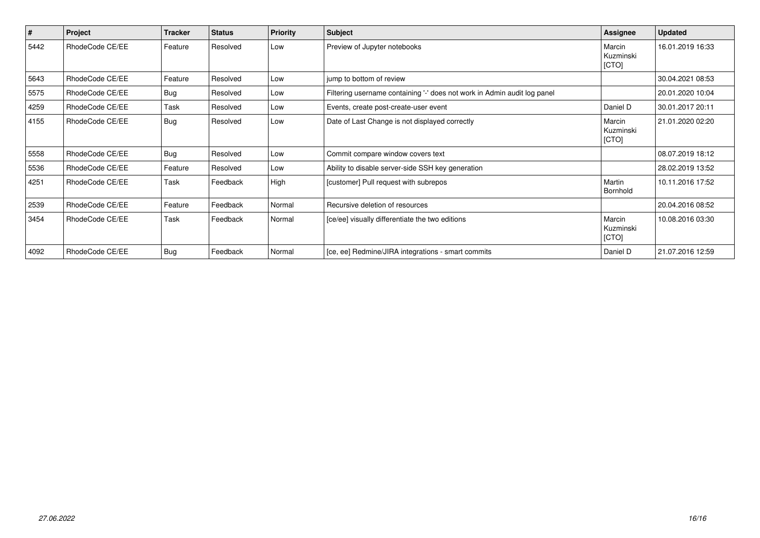| # | Project | Tracker | Status | Priority | Subject | Assignee | Updated |
|---|---|---|---|---|---|---|---|
| 5442 | RhodeCode CE/EE | Feature | Resolved | Low | Preview of Jupyter notebooks | Marcin Kuzminski [CTO] | 16.01.2019 16:33 |
| 5643 | RhodeCode CE/EE | Feature | Resolved | Low | jump to bottom of review | | 30.04.2021 08:53 |
| 5575 | RhodeCode CE/EE | Bug | Resolved | Low | Filtering username containing '-' does not work in Admin audit log panel | | 20.01.2020 10:04 |
| 4259 | RhodeCode CE/EE | Task | Resolved | Low | Events, create post-create-user event | Daniel D | 30.01.2017 20:11 |
| 4155 | RhodeCode CE/EE | Bug | Resolved | Low | Date of Last Change is not displayed correctly | Marcin Kuzminski [CTO] | 21.01.2020 02:20 |
| 5558 | RhodeCode CE/EE | Bug | Resolved | Low | Commit compare window covers text | | 08.07.2019 18:12 |
| 5536 | RhodeCode CE/EE | Feature | Resolved | Low | Ability to disable server-side SSH key generation | | 28.02.2019 13:52 |
| 4251 | RhodeCode CE/EE | Task | Feedback | High | [customer] Pull request with subrepos | Martin Bornhold | 10.11.2016 17:52 |
| 2539 | RhodeCode CE/EE | Feature | Feedback | Normal | Recursive deletion of resources | | 20.04.2016 08:52 |
| 3454 | RhodeCode CE/EE | Task | Feedback | Normal | [ce/ee] visually differentiate the two editions | Marcin Kuzminski [CTO] | 10.08.2016 03:30 |
| 4092 | RhodeCode CE/EE | Bug | Feedback | Normal | [ce, ee] Redmine/JIRA integrations - smart commits | Daniel D | 21.07.2016 12:59 |